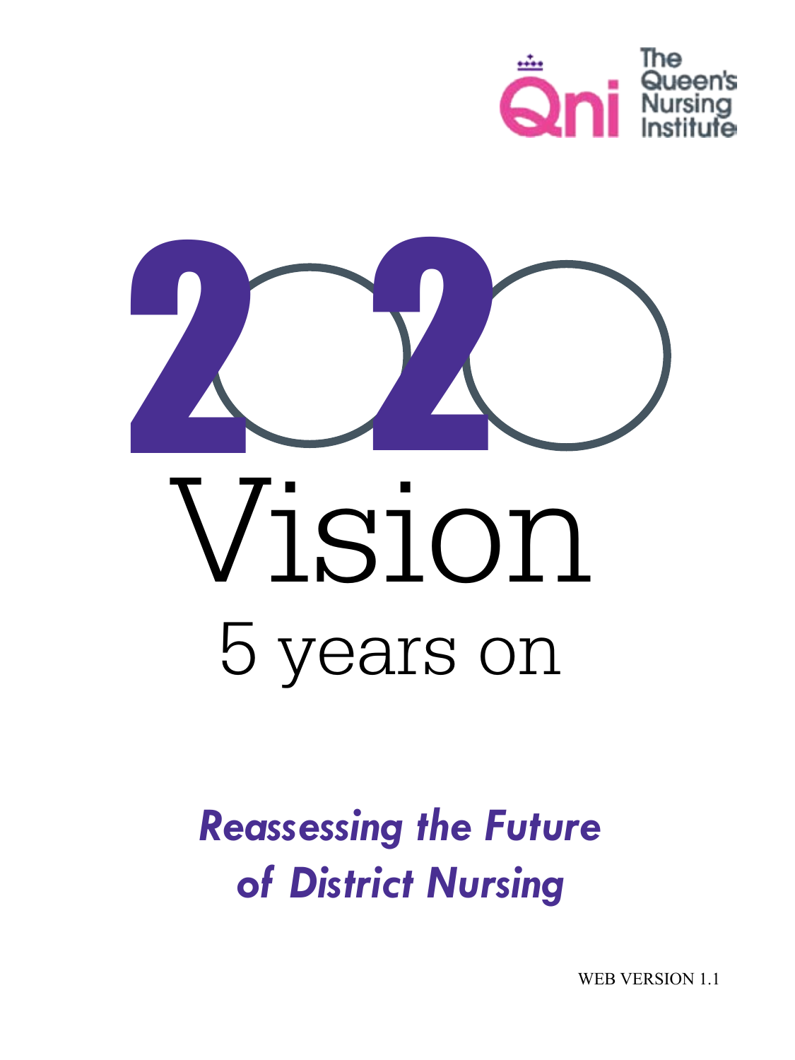The Queen's Nursing Institute

# 2020 Vision

## 5 years on

### *Reassessing the Future of District Nursing*

WEB VERSION 1.1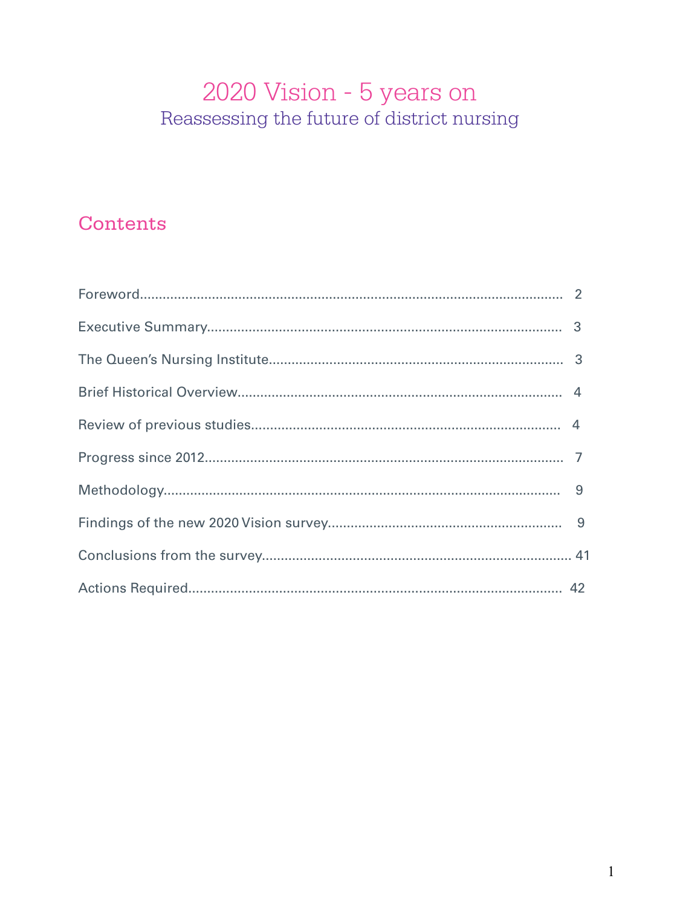# 2020 Vision - 5 years on

## Reassessing the future of district nursing

## Contents

Foreword................................................................................................................ 2

Executive Summary............................................................................................. 3

The Queen's Nursing Institute............................................................................. 3

Brief Historical Overview..................................................................................... 4

Review of previous studies.................................................................................. 4

Progress since 2012.............................................................................................. 7

Methodology........................................................................................................ 9

Findings of the new 2020 Vision survey.............................................................. 9

Conclusions from the survey.............................................................................. 41

Actions Required................................................................................................. 42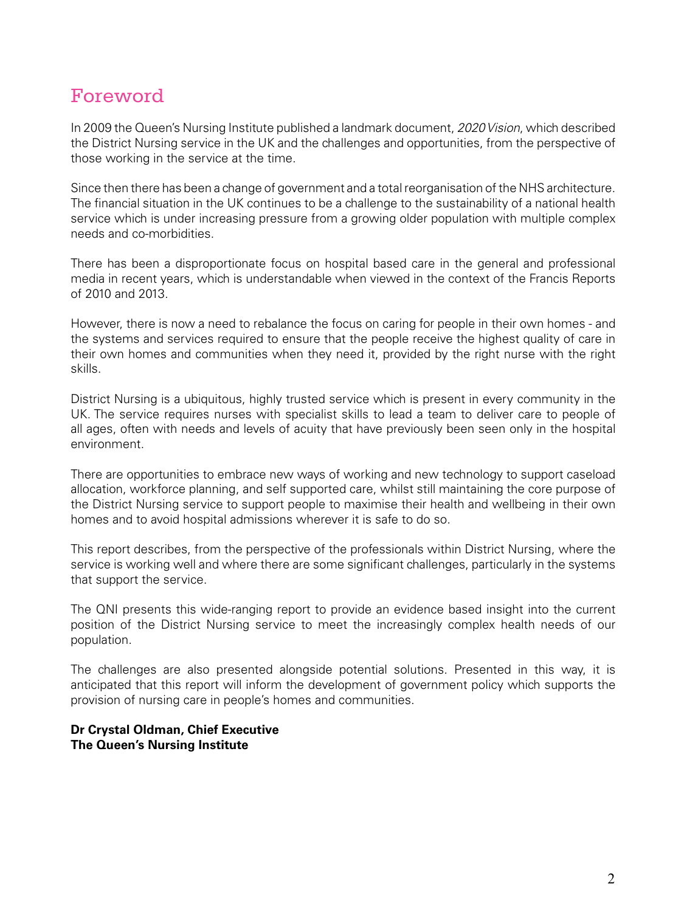# Foreword

In 2009 the Queen's Nursing Institute published a landmark document, *2020 Vision*, which described the District Nursing service in the UK and the challenges and opportunities, from the perspective of those working in the service at the time.

Since then there has been a change of government and a total reorganisation of the NHS architecture. The financial situation in the UK continues to be a challenge to the sustainability of a national health service which is under increasing pressure from a growing older population with multiple complex needs and co-morbidities.

There has been a disproportionate focus on hospital based care in the general and professional media in recent years, which is understandable when viewed in the context of the Francis Reports of 2010 and 2013.

However, there is now a need to rebalance the focus on caring for people in their own homes - and the systems and services required to ensure that the people receive the highest quality of care in their own homes and communities when they need it, provided by the right nurse with the right skills.

District Nursing is a ubiquitous, highly trusted service which is present in every community in the UK. The service requires nurses with specialist skills to lead a team to deliver care to people of all ages, often with needs and levels of acuity that have previously been seen only in the hospital environment.

There are opportunities to embrace new ways of working and new technology to support caseload allocation, workforce planning, and self supported care, whilst still maintaining the core purpose of the District Nursing service to support people to maximise their health and wellbeing in their own homes and to avoid hospital admissions wherever it is safe to do so.

This report describes, from the perspective of the professionals within District Nursing, where the service is working well and where there are some significant challenges, particularly in the systems that support the service.

The QNI presents this wide-ranging report to provide an evidence based insight into the current position of the District Nursing service to meet the increasingly complex health needs of our population.

The challenges are also presented alongside potential solutions. Presented in this way, it is anticipated that this report will inform the development of government policy which supports the provision of nursing care in people's homes and communities.

**Dr Crystal Oldman, Chief Executive**
**The Queen's Nursing Institute**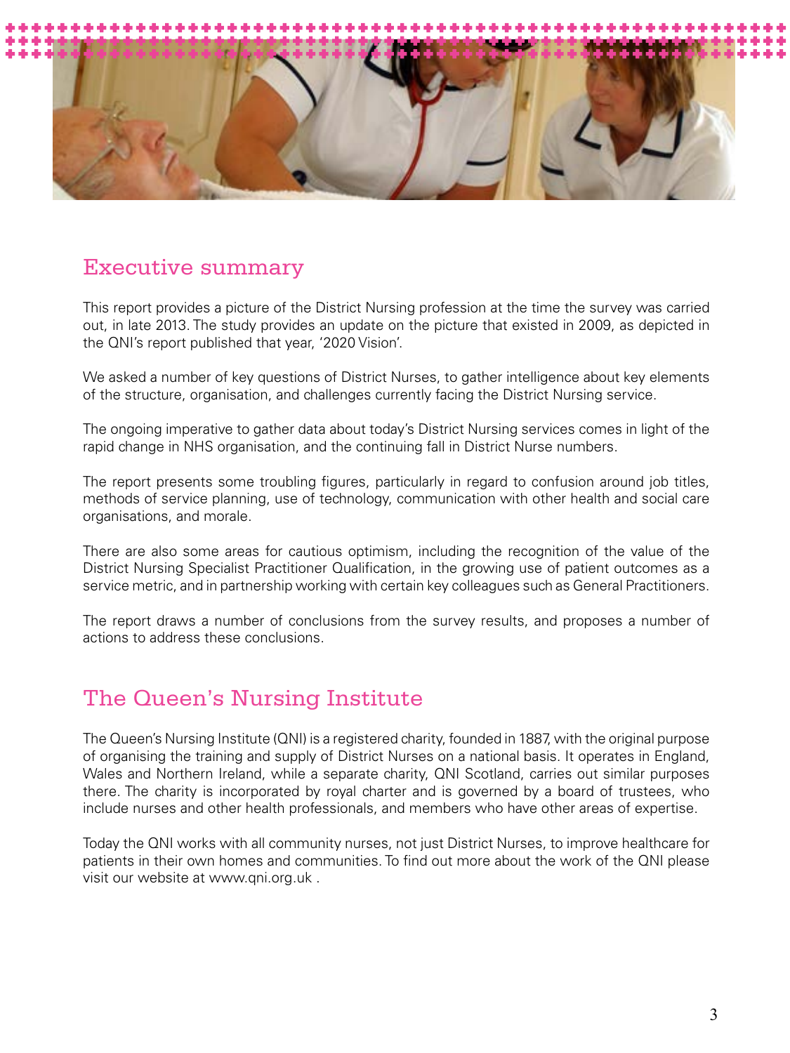## Executive summary

This report provides a picture of the District Nursing profession at the time the survey was carried out, in late 2013. The study provides an update on the picture that existed in 2009, as depicted in the QNI's report published that year, '2020 Vision'.

We asked a number of key questions of District Nurses, to gather intelligence about key elements of the structure, organisation, and challenges currently facing the District Nursing service.

The ongoing imperative to gather data about today's District Nursing services comes in light of the rapid change in NHS organisation, and the continuing fall in District Nurse numbers.

The report presents some troubling figures, particularly in regard to confusion around job titles, methods of service planning, use of technology, communication with other health and social care organisations, and morale.

There are also some areas for cautious optimism, including the recognition of the value of the District Nursing Specialist Practitioner Qualification, in the growing use of patient outcomes as a service metric, and in partnership working with certain key colleagues such as General Practitioners.

The report draws a number of conclusions from the survey results, and proposes a number of actions to address these conclusions.

## The Queen's Nursing Institute

The Queen's Nursing Institute (QNI) is a registered charity, founded in 1887, with the original purpose of organising the training and supply of District Nurses on a national basis. It operates in England, Wales and Northern Ireland, while a separate charity, QNI Scotland, carries out similar purposes there. The charity is incorporated by royal charter and is governed by a board of trustees, who include nurses and other health professionals, and members who have other areas of expertise.

Today the QNI works with all community nurses, not just District Nurses, to improve healthcare for patients in their own homes and communities. To find out more about the work of the QNI please visit our website at www.qni.org.uk .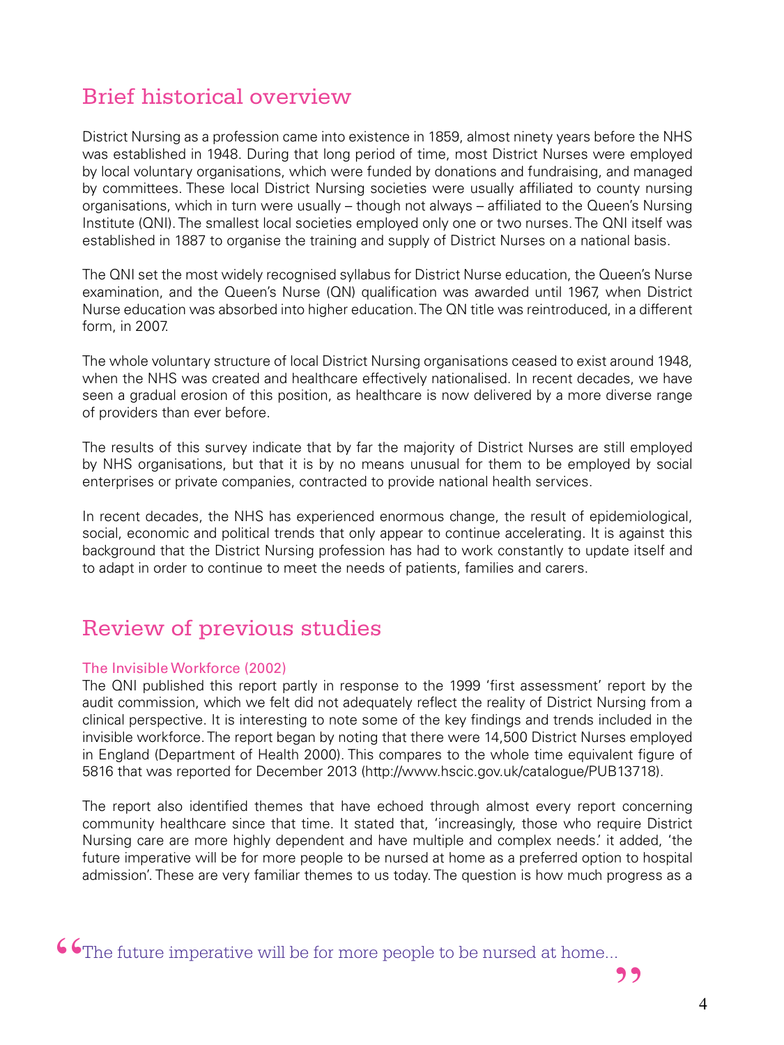## Brief historical overview

District Nursing as a profession came into existence in 1859, almost ninety years before the NHS was established in 1948. During that long period of time, most District Nurses were employed by local voluntary organisations, which were funded by donations and fundraising, and managed by committees. These local District Nursing societies were usually affiliated to county nursing organisations, which in turn were usually – though not always – affiliated to the Queen's Nursing Institute (QNI). The smallest local societies employed only one or two nurses. The QNI itself was established in 1887 to organise the training and supply of District Nurses on a national basis.

The QNI set the most widely recognised syllabus for District Nurse education, the Queen's Nurse examination, and the Queen's Nurse (QN) qualification was awarded until 1967, when District Nurse education was absorbed into higher education. The QN title was reintroduced, in a different form, in 2007.

The whole voluntary structure of local District Nursing organisations ceased to exist around 1948, when the NHS was created and healthcare effectively nationalised. In recent decades, we have seen a gradual erosion of this position, as healthcare is now delivered by a more diverse range of providers than ever before.

The results of this survey indicate that by far the majority of District Nurses are still employed by NHS organisations, but that it is by no means unusual for them to be employed by social enterprises or private companies, contracted to provide national health services.

In recent decades, the NHS has experienced enormous change, the result of epidemiological, social, economic and political trends that only appear to continue accelerating. It is against this background that the District Nursing profession has had to work constantly to update itself and to adapt in order to continue to meet the needs of patients, families and carers.

## Review of previous studies

### The Invisible Workforce (2002)

The QNI published this report partly in response to the 1999 'first assessment' report by the audit commission, which we felt did not adequately reflect the reality of District Nursing from a clinical perspective. It is interesting to note some of the key findings and trends included in the invisible workforce. The report began by noting that there were 14,500 District Nurses employed in England (Department of Health 2000). This compares to the whole time equivalent figure of 5816 that was reported for December 2013 (http://www.hscic.gov.uk/catalogue/PUB13718).

The report also identified themes that have echoed through almost every report concerning community healthcare since that time. It stated that, 'increasingly, those who require District Nursing care are more highly dependent and have multiple and complex needs.' it added, 'the future imperative will be for more people to be nursed at home as a preferred option to hospital admission'. These are very familiar themes to us today. The question is how much progress as a

> "The future imperative will be for more people to be nursed at home..."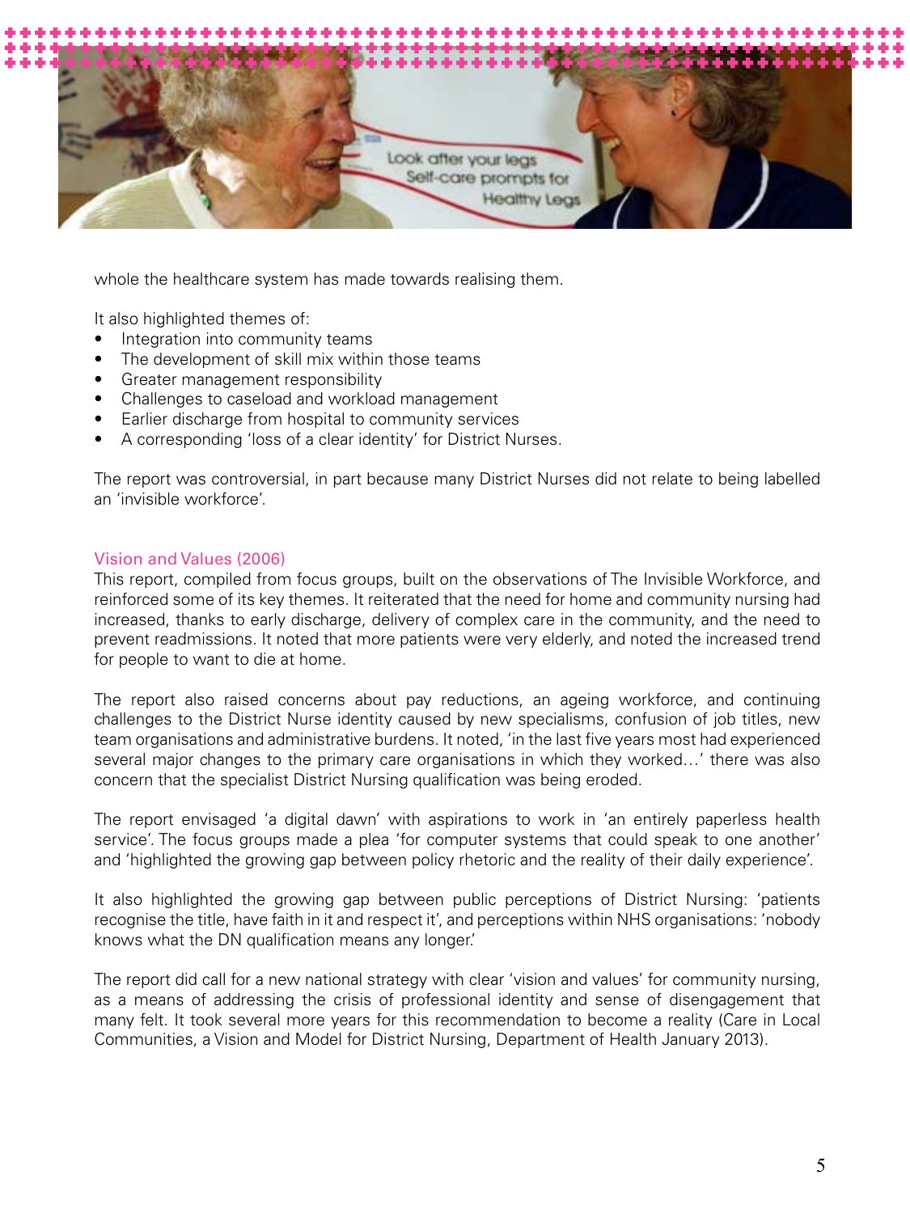whole the healthcare system has made towards realising them.

It also highlighted themes of:

- Integration into community teams
- The development of skill mix within those teams
- Greater management responsibility
- Challenges to caseload and workload management
- Earlier discharge from hospital to community services
- A corresponding 'loss of a clear identity' for District Nurses.

The report was controversial, in part because many District Nurses did not relate to being labelled an 'invisible workforce'.

## Vision and Values (2006)

This report, compiled from focus groups, built on the observations of The Invisible Workforce, and reinforced some of its key themes. It reiterated that the need for home and community nursing had increased, thanks to early discharge, delivery of complex care in the community, and the need to prevent readmissions. It noted that more patients were very elderly, and noted the increased trend for people to want to die at home.

The report also raised concerns about pay reductions, an ageing workforce, and continuing challenges to the District Nurse identity caused by new specialisms, confusion of job titles, new team organisations and administrative burdens. It noted, 'in the last five years most had experienced several major changes to the primary care organisations in which they worked…' there was also concern that the specialist District Nursing qualification was being eroded.

The report envisaged 'a digital dawn' with aspirations to work in 'an entirely paperless health service'. The focus groups made a plea 'for computer systems that could speak to one another' and 'highlighted the growing gap between policy rhetoric and the reality of their daily experience'.

It also highlighted the growing gap between public perceptions of District Nursing: 'patients recognise the title, have faith in it and respect it', and perceptions within NHS organisations: 'nobody knows what the DN qualification means any longer.'

The report did call for a new national strategy with clear 'vision and values' for community nursing, as a means of addressing the crisis of professional identity and sense of disengagement that many felt. It took several more years for this recommendation to become a reality (Care in Local Communities, a Vision and Model for District Nursing, Department of Health January 2013).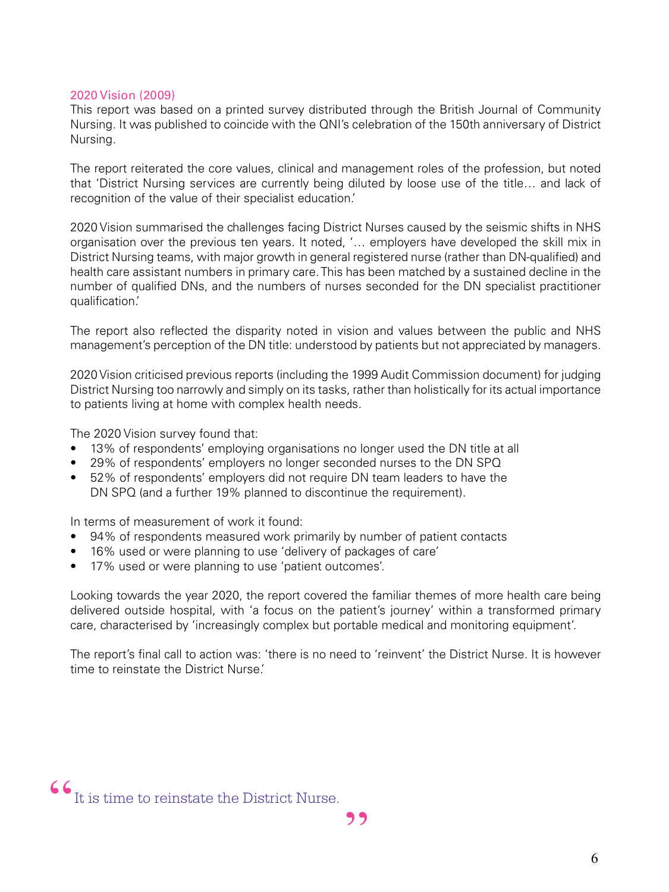## 2020 Vision (2009)

This report was based on a printed survey distributed through the British Journal of Community Nursing. It was published to coincide with the QNI's celebration of the 150th anniversary of District Nursing.

The report reiterated the core values, clinical and management roles of the profession, but noted that 'District Nursing services are currently being diluted by loose use of the title… and lack of recognition of the value of their specialist education.'

2020 Vision summarised the challenges facing District Nurses caused by the seismic shifts in NHS organisation over the previous ten years. It noted, '… employers have developed the skill mix in District Nursing teams, with major growth in general registered nurse (rather than DN-qualified) and health care assistant numbers in primary care. This has been matched by a sustained decline in the number of qualified DNs, and the numbers of nurses seconded for the DN specialist practitioner qualification.'

The report also reflected the disparity noted in vision and values between the public and NHS management's perception of the DN title: understood by patients but not appreciated by managers.

2020 Vision criticised previous reports (including the 1999 Audit Commission document) for judging District Nursing too narrowly and simply on its tasks, rather than holistically for its actual importance to patients living at home with complex health needs.

The 2020 Vision survey found that:

- 13% of respondents' employing organisations no longer used the DN title at all
- 29% of respondents' employers no longer seconded nurses to the DN SPQ
- 52% of respondents' employers did not require DN team leaders to have the DN SPQ (and a further 19% planned to discontinue the requirement).

In terms of measurement of work it found:

- 94% of respondents measured work primarily by number of patient contacts
- 16% used or were planning to use 'delivery of packages of care'
- 17% used or were planning to use 'patient outcomes'.

Looking towards the year 2020, the report covered the familiar themes of more health care being delivered outside hospital, with 'a focus on the patient's journey' within a transformed primary care, characterised by 'increasingly complex but portable medical and monitoring equipment'.

The report's final call to action was: 'there is no need to 'reinvent' the District Nurse. It is however time to reinstate the District Nurse.'

> "It is time to reinstate the District Nurse."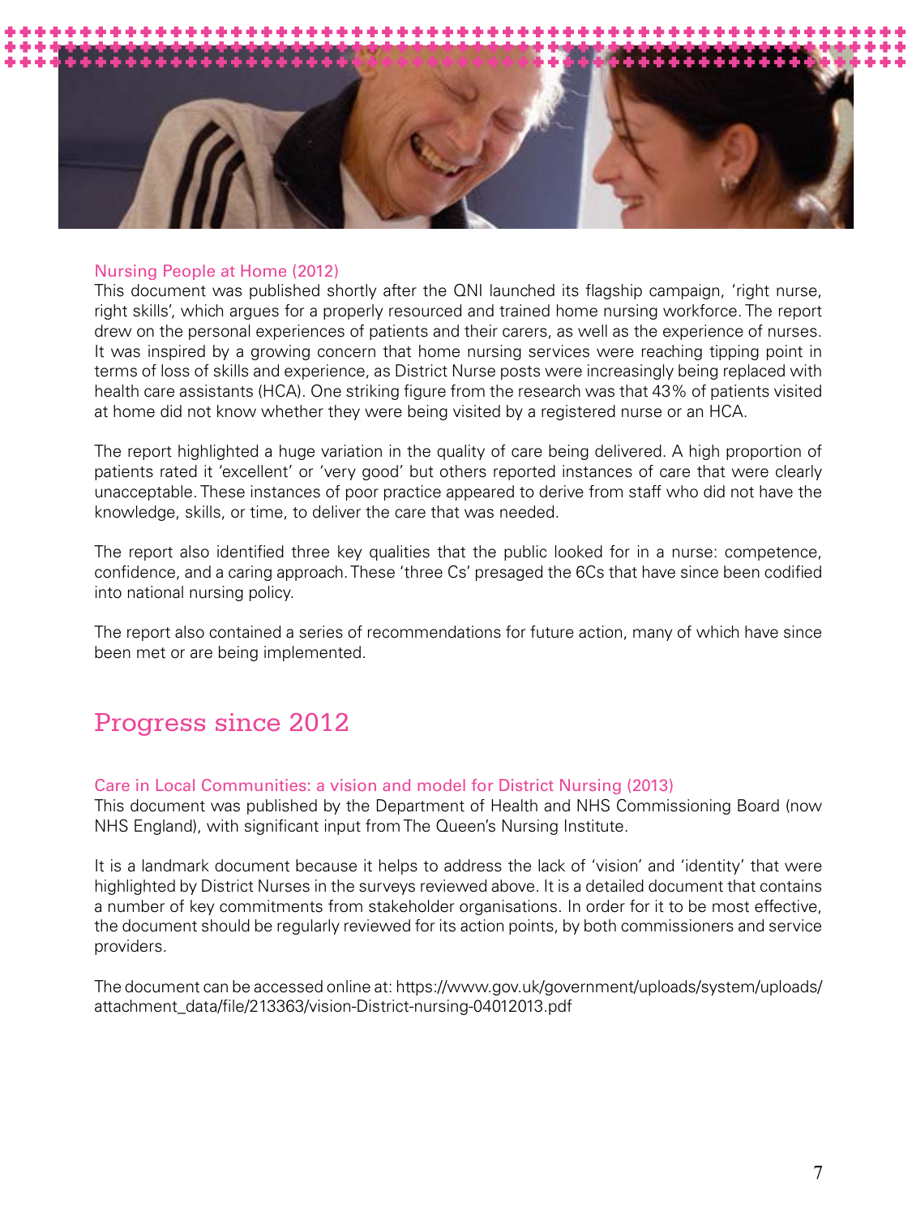### Nursing People at Home (2012)

This document was published shortly after the QNI launched its flagship campaign, 'right nurse, right skills', which argues for a properly resourced and trained home nursing workforce. The report drew on the personal experiences of patients and their carers, as well as the experience of nurses. It was inspired by a growing concern that home nursing services were reaching tipping point in terms of loss of skills and experience, as District Nurse posts were increasingly being replaced with health care assistants (HCA). One striking figure from the research was that 43% of patients visited at home did not know whether they were being visited by a registered nurse or an HCA.

The report highlighted a huge variation in the quality of care being delivered. A high proportion of patients rated it 'excellent' or 'very good' but others reported instances of care that were clearly unacceptable. These instances of poor practice appeared to derive from staff who did not have the knowledge, skills, or time, to deliver the care that was needed.

The report also identified three key qualities that the public looked for in a nurse: competence, confidence, and a caring approach. These 'three Cs' presaged the 6Cs that have since been codified into national nursing policy.

The report also contained a series of recommendations for future action, many of which have since been met or are being implemented.

## Progress since 2012

### Care in Local Communities: a vision and model for District Nursing (2013)

This document was published by the Department of Health and NHS Commissioning Board (now NHS England), with significant input from The Queen's Nursing Institute.

It is a landmark document because it helps to address the lack of 'vision' and 'identity' that were highlighted by District Nurses in the surveys reviewed above. It is a detailed document that contains a number of key commitments from stakeholder organisations. In order for it to be most effective, the document should be regularly reviewed for its action points, by both commissioners and service providers.

The document can be accessed online at: https://www.gov.uk/government/uploads/system/uploads/attachment_data/file/213363/vision-District-nursing-04012013.pdf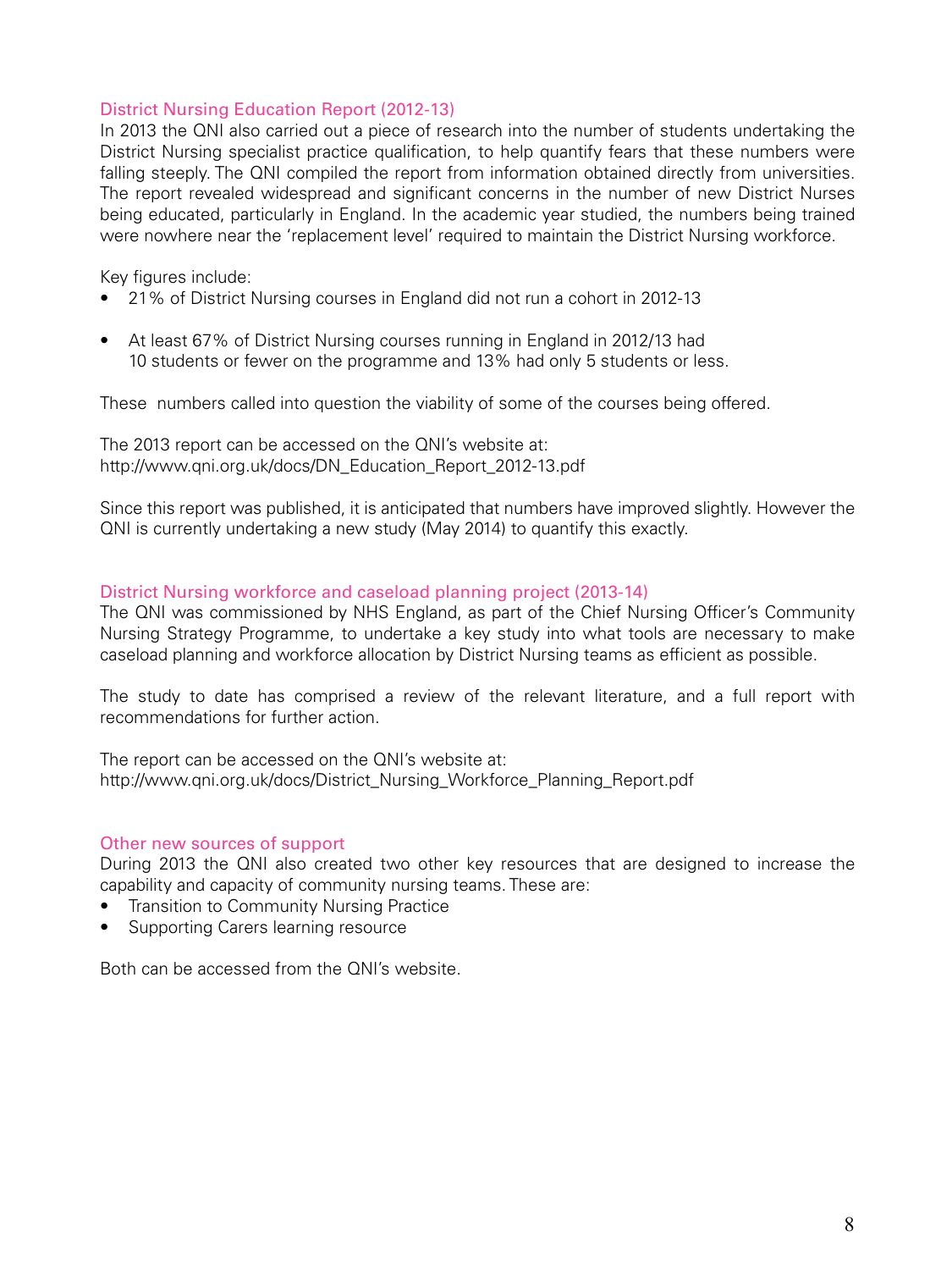### District Nursing Education Report (2012-13)

In 2013 the QNI also carried out a piece of research into the number of students undertaking the District Nursing specialist practice qualification, to help quantify fears that these numbers were falling steeply. The QNI compiled the report from information obtained directly from universities. The report revealed widespread and significant concerns in the number of new District Nurses being educated, particularly in England. In the academic year studied, the numbers being trained were nowhere near the 'replacement level' required to maintain the District Nursing workforce.

Key figures include:

- 21% of District Nursing courses in England did not run a cohort in 2012-13
- At least 67% of District Nursing courses running in England in 2012/13 had 10 students or fewer on the programme and 13% had only 5 students or less.

These numbers called into question the viability of some of the courses being offered.

The 2013 report can be accessed on the QNI's website at:
http://www.qni.org.uk/docs/DN_Education_Report_2012-13.pdf

Since this report was published, it is anticipated that numbers have improved slightly. However the QNI is currently undertaking a new study (May 2014) to quantify this exactly.

### District Nursing workforce and caseload planning project (2013-14)

The QNI was commissioned by NHS England, as part of the Chief Nursing Officer's Community Nursing Strategy Programme, to undertake a key study into what tools are necessary to make caseload planning and workforce allocation by District Nursing teams as efficient as possible.

The study to date has comprised a review of the relevant literature, and a full report with recommendations for further action.

The report can be accessed on the QNI's website at:
http://www.qni.org.uk/docs/District_Nursing_Workforce_Planning_Report.pdf

### Other new sources of support

During 2013 the QNI also created two other key resources that are designed to increase the capability and capacity of community nursing teams. These are:

- Transition to Community Nursing Practice
- Supporting Carers learning resource

Both can be accessed from the QNI's website.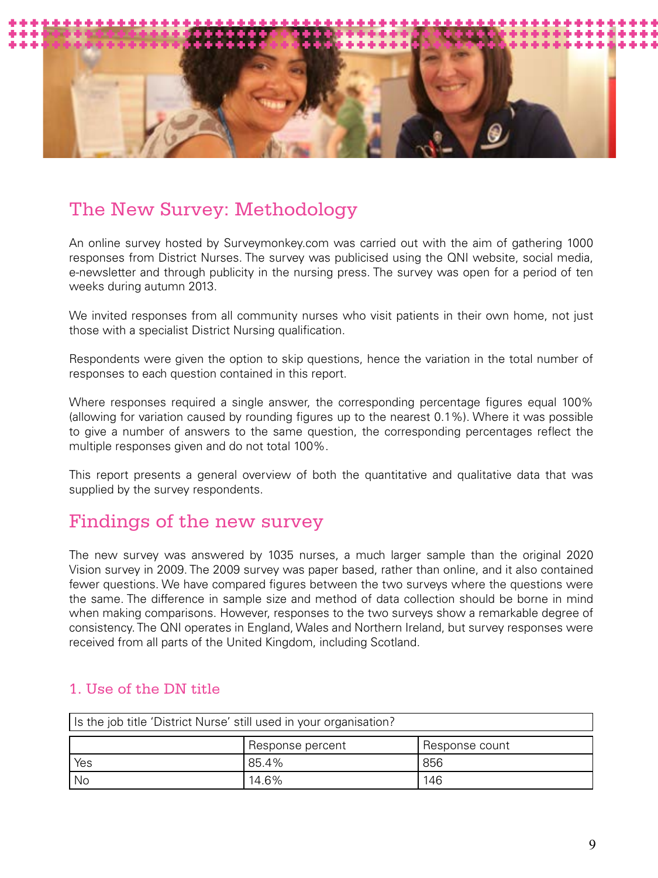## The New Survey: Methodology

An online survey hosted by Surveymonkey.com was carried out with the aim of gathering 1000 responses from District Nurses. The survey was publicised using the QNI website, social media, e-newsletter and through publicity in the nursing press. The survey was open for a period of ten weeks during autumn 2013.

We invited responses from all community nurses who visit patients in their own home, not just those with a specialist District Nursing qualification.

Respondents were given the option to skip questions, hence the variation in the total number of responses to each question contained in this report.

Where responses required a single answer, the corresponding percentage figures equal 100% (allowing for variation caused by rounding figures up to the nearest 0.1%). Where it was possible to give a number of answers to the same question, the corresponding percentages reflect the multiple responses given and do not total 100%.

This report presents a general overview of both the quantitative and qualitative data that was supplied by the survey respondents.

## Findings of the new survey

The new survey was answered by 1035 nurses, a much larger sample than the original 2020 Vision survey in 2009. The 2009 survey was paper based, rather than online, and it also contained fewer questions. We have compared figures between the two surveys where the questions were the same. The difference in sample size and method of data collection should be borne in mind when making comparisons. However, responses to the two surveys show a remarkable degree of consistency. The QNI operates in England, Wales and Northern Ireland, but survey responses were received from all parts of the United Kingdom, including Scotland.

### 1. Use of the DN title

| Is the job title 'District Nurse' still used in your organisation? | | |
|---|---|---|
| | Response percent | Response count |
| Yes | 85.4% | 856 |
| No | 14.6% | 146 |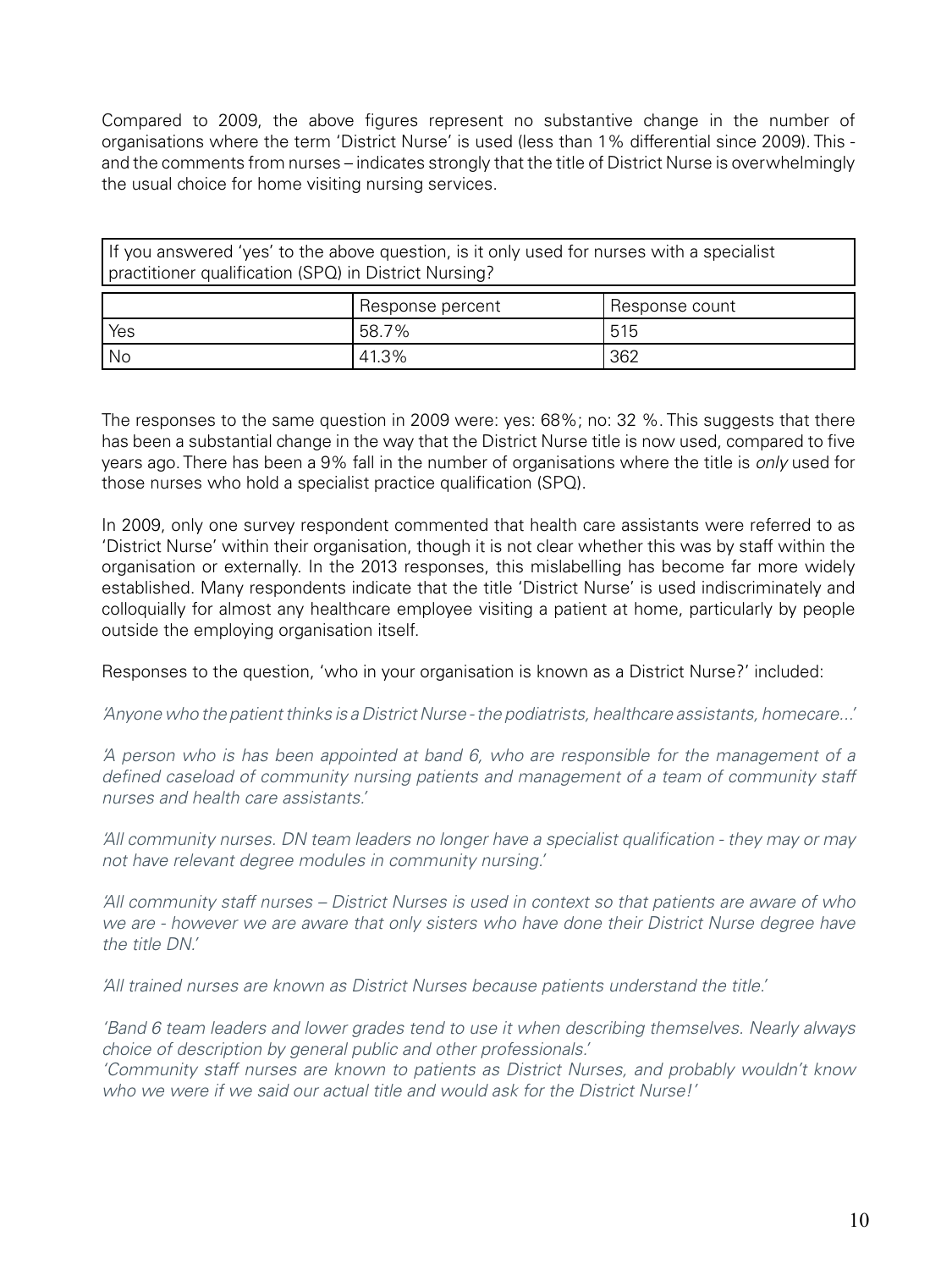Compared to 2009, the above figures represent no substantive change in the number of organisations where the term 'District Nurse' is used (less than 1% differential since 2009). This - and the comments from nurses – indicates strongly that the title of District Nurse is overwhelmingly the usual choice for home visiting nursing services.

| If you answered 'yes' to the above question, is it only used for nurses with a specialist practitioner qualification (SPQ) in District Nursing? | | |
|---|---|---|
| | Response percent | Response count |
| Yes | 58.7% | 515 |
| No | 41.3% | 362 |

The responses to the same question in 2009 were: yes: 68%; no: 32 %. This suggests that there has been a substantial change in the way that the District Nurse title is now used, compared to five years ago. There has been a 9% fall in the number of organisations where the title is *only* used for those nurses who hold a specialist practice qualification (SPQ).

In 2009, only one survey respondent commented that health care assistants were referred to as 'District Nurse' within their organisation, though it is not clear whether this was by staff within the organisation or externally. In the 2013 responses, this mislabelling has become far more widely established. Many respondents indicate that the title 'District Nurse' is used indiscriminately and colloquially for almost any healthcare employee visiting a patient at home, particularly by people outside the employing organisation itself.

Responses to the question, 'who in your organisation is known as a District Nurse?' included:

*'Anyone who the patient thinks is a District Nurse - the podiatrists, healthcare assistants, homecare...'*

*'A person who is has been appointed at band 6, who are responsible for the management of a defined caseload of community nursing patients and management of a team of community staff nurses and health care assistants.'*

*'All community nurses. DN team leaders no longer have a specialist qualification - they may or may not have relevant degree modules in community nursing.'*

*'All community staff nurses – District Nurses is used in context so that patients are aware of who we are - however we are aware that only sisters who have done their District Nurse degree have the title DN.'*

*'All trained nurses are known as District Nurses because patients understand the title.'*

*'Band 6 team leaders and lower grades tend to use it when describing themselves. Nearly always choice of description by general public and other professionals.'*

*'Community staff nurses are known to patients as District Nurses, and probably wouldn't know who we were if we said our actual title and would ask for the District Nurse!'*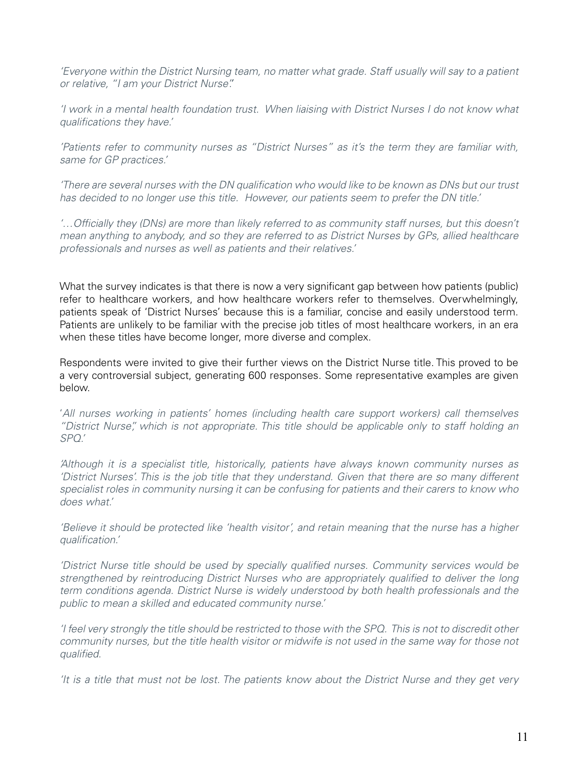*'Everyone within the District Nursing team, no matter what grade. Staff usually will say to a patient or relative, "I am your District Nurse".'*

*'I work in a mental health foundation trust. When liaising with District Nurses I do not know what qualifications they have.'*

*'Patients refer to community nurses as "District Nurses" as it's the term they are familiar with, same for GP practices.'*

*'There are several nurses with the DN qualification who would like to be known as DNs but our trust has decided to no longer use this title. However, our patients seem to prefer the DN title.'*

*'…Officially they (DNs) are more than likely referred to as community staff nurses, but this doesn't mean anything to anybody, and so they are referred to as District Nurses by GPs, allied healthcare professionals and nurses as well as patients and their relatives.'*

What the survey indicates is that there is now a very significant gap between how patients (public) refer to healthcare workers, and how healthcare workers refer to themselves. Overwhelmingly, patients speak of 'District Nurses' because this is a familiar, concise and easily understood term. Patients are unlikely to be familiar with the precise job titles of most healthcare workers, in an era when these titles have become longer, more diverse and complex.

Respondents were invited to give their further views on the District Nurse title. This proved to be a very controversial subject, generating 600 responses. Some representative examples are given below.

*'All nurses working in patients' homes (including health care support workers) call themselves "District Nurse", which is not appropriate. This title should be applicable only to staff holding an SPQ.'*

*'Although it is a specialist title, historically, patients have always known community nurses as 'District Nurses'. This is the job title that they understand. Given that there are so many different specialist roles in community nursing it can be confusing for patients and their carers to know who does what.'*

*'Believe it should be protected like 'health visitor', and retain meaning that the nurse has a higher qualification.'*

*'District Nurse title should be used by specially qualified nurses. Community services would be strengthened by reintroducing District Nurses who are appropriately qualified to deliver the long term conditions agenda. District Nurse is widely understood by both health professionals and the public to mean a skilled and educated community nurse.'*

*'I feel very strongly the title should be restricted to those with the SPQ. This is not to discredit other community nurses, but the title health visitor or midwife is not used in the same way for those not qualified.*

*'It is a title that must not be lost. The patients know about the District Nurse and they get very*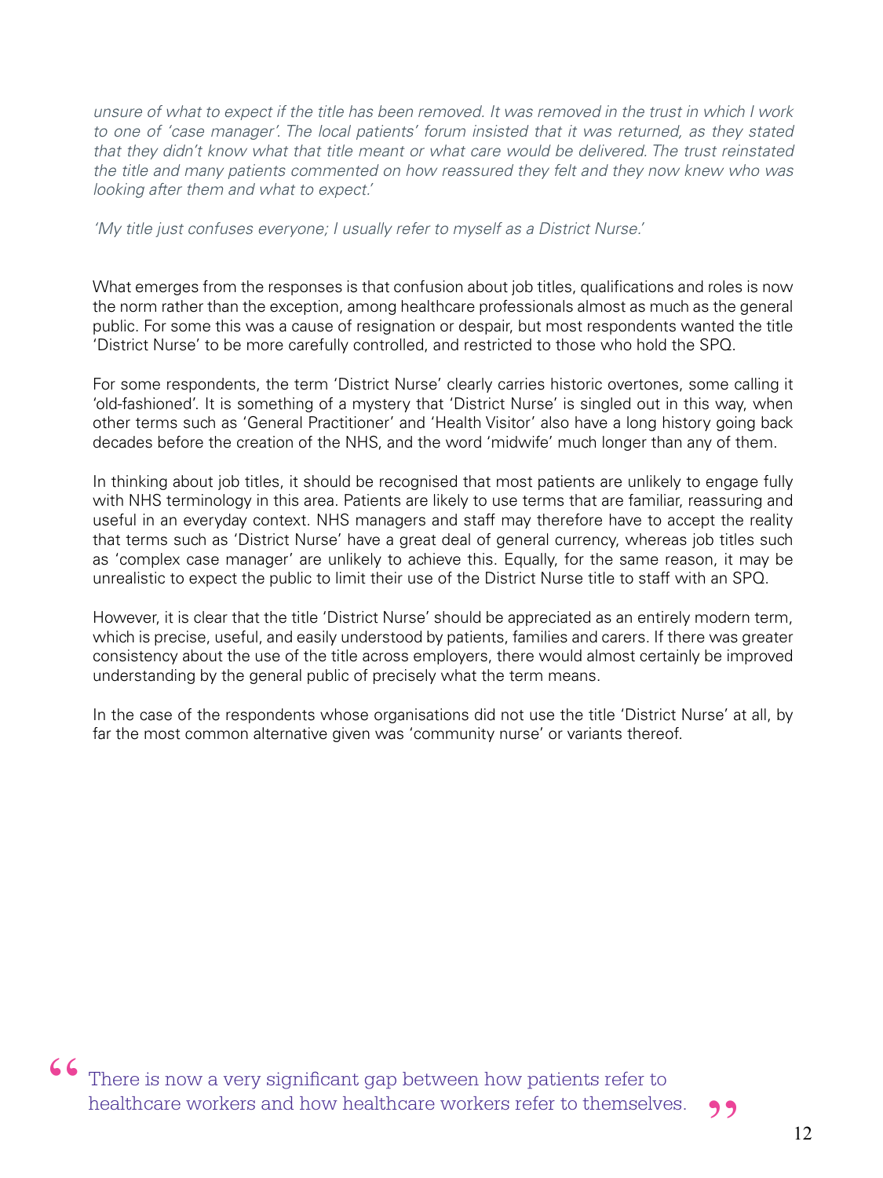*unsure of what to expect if the title has been removed. It was removed in the trust in which I work to one of 'case manager'. The local patients' forum insisted that it was returned, as they stated that they didn't know what that title meant or what care would be delivered. The trust reinstated the title and many patients commented on how reassured they felt and they now knew who was looking after them and what to expect.'*

*'My title just confuses everyone; I usually refer to myself as a District Nurse.'*

What emerges from the responses is that confusion about job titles, qualifications and roles is now the norm rather than the exception, among healthcare professionals almost as much as the general public. For some this was a cause of resignation or despair, but most respondents wanted the title 'District Nurse' to be more carefully controlled, and restricted to those who hold the SPQ.

For some respondents, the term 'District Nurse' clearly carries historic overtones, some calling it 'old-fashioned'. It is something of a mystery that 'District Nurse' is singled out in this way, when other terms such as 'General Practitioner' and 'Health Visitor' also have a long history going back decades before the creation of the NHS, and the word 'midwife' much longer than any of them.

In thinking about job titles, it should be recognised that most patients are unlikely to engage fully with NHS terminology in this area. Patients are likely to use terms that are familiar, reassuring and useful in an everyday context. NHS managers and staff may therefore have to accept the reality that terms such as 'District Nurse' have a great deal of general currency, whereas job titles such as 'complex case manager' are unlikely to achieve this. Equally, for the same reason, it may be unrealistic to expect the public to limit their use of the District Nurse title to staff with an SPQ.

However, it is clear that the title 'District Nurse' should be appreciated as an entirely modern term, which is precise, useful, and easily understood by patients, families and carers. If there was greater consistency about the use of the title across employers, there would almost certainly be improved understanding by the general public of precisely what the term means.

In the case of the respondents whose organisations did not use the title 'District Nurse' at all, by far the most common alternative given was 'community nurse' or variants thereof.

> "There is now a very significant gap between how patients refer to healthcare workers and how healthcare workers refer to themselves."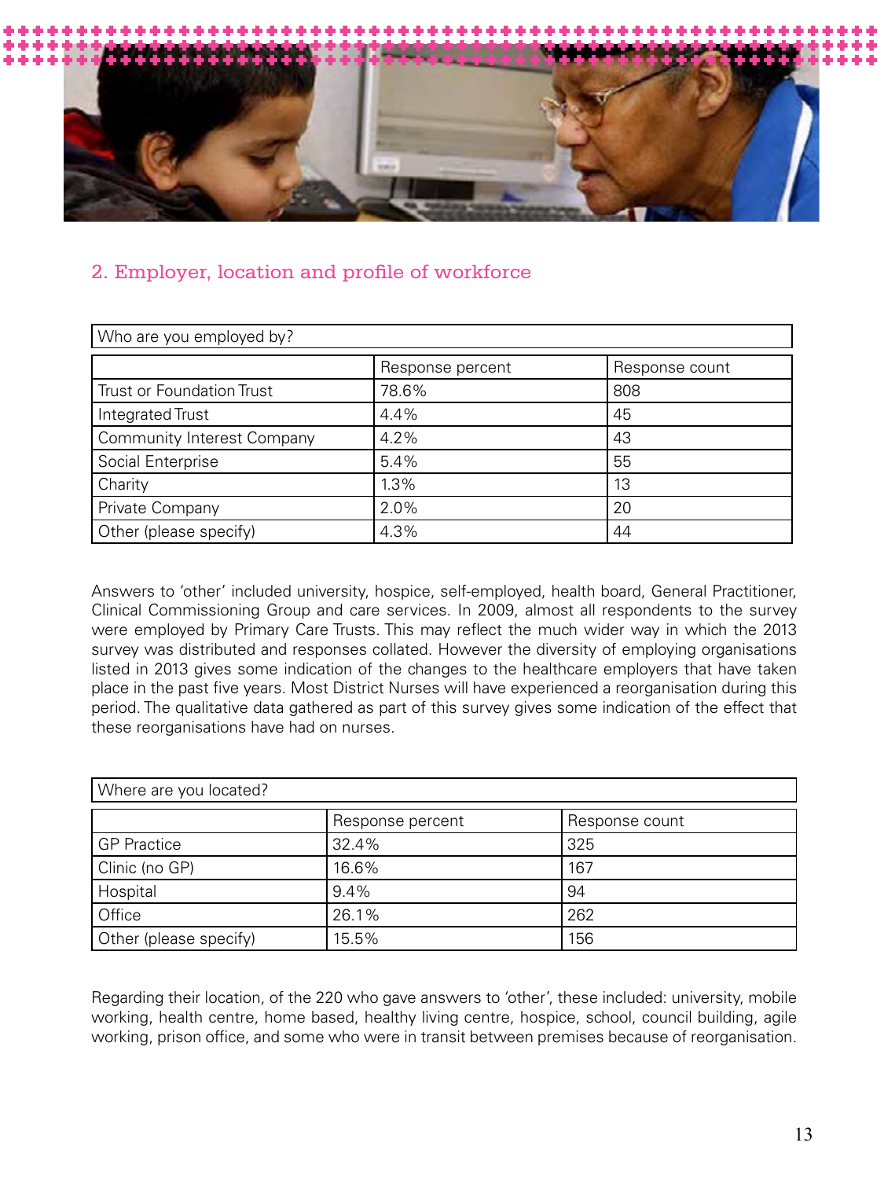## 2. Employer, location and profile of workforce

| Who are you employed by? | | |
|---|---|---|
| | Response percent | Response count |
| Trust or Foundation Trust | 78.6% | 808 |
| Integrated Trust | 4.4% | 45 |
| Community Interest Company | 4.2% | 43 |
| Social Enterprise | 5.4% | 55 |
| Charity | 1.3% | 13 |
| Private Company | 2.0% | 20 |
| Other (please specify) | 4.3% | 44 |

Answers to 'other' included university, hospice, self-employed, health board, General Practitioner, Clinical Commissioning Group and care services. In 2009, almost all respondents to the survey were employed by Primary Care Trusts. This may reflect the much wider way in which the 2013 survey was distributed and responses collated. However the diversity of employing organisations listed in 2013 gives some indication of the changes to the healthcare employers that have taken place in the past five years. Most District Nurses will have experienced a reorganisation during this period. The qualitative data gathered as part of this survey gives some indication of the effect that these reorganisations have had on nurses.

| Where are you located? | | |
|---|---|---|
| | Response percent | Response count |
| GP Practice | 32.4% | 325 |
| Clinic (no GP) | 16.6% | 167 |
| Hospital | 9.4% | 94 |
| Office | 26.1% | 262 |
| Other (please specify) | 15.5% | 156 |

Regarding their location, of the 220 who gave answers to 'other', these included: university, mobile working, health centre, home based, healthy living centre, hospice, school, council building, agile working, prison office, and some who were in transit between premises because of reorganisation.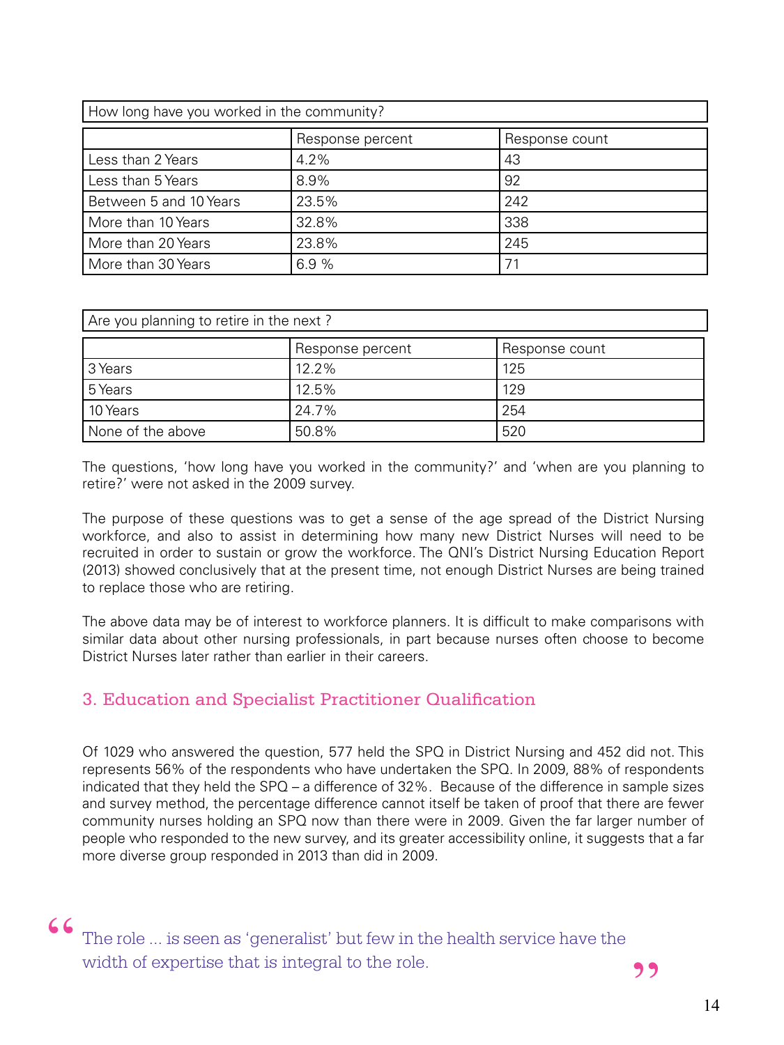| How long have you worked in the community? | | |
|---|---|---|
| | Response percent | Response count |
| Less than 2 Years | 4.2% | 43 |
| Less than 5 Years | 8.9% | 92 |
| Between 5 and 10 Years | 23.5% | 242 |
| More than 10 Years | 32.8% | 338 |
| More than 20 Years | 23.8% | 245 |
| More than 30 Years | 6.9 % | 71 |

| Are you planning to retire in the next ? | | |
|---|---|---|
| | Response percent | Response count |
| 3 Years | 12.2% | 125 |
| 5 Years | 12.5% | 129 |
| 10 Years | 24.7% | 254 |
| None of the above | 50.8% | 520 |

The questions, 'how long have you worked in the community?' and 'when are you planning to retire?' were not asked in the 2009 survey.

The purpose of these questions was to get a sense of the age spread of the District Nursing workforce, and also to assist in determining how many new District Nurses will need to be recruited in order to sustain or grow the workforce. The QNI's District Nursing Education Report (2013) showed conclusively that at the present time, not enough District Nurses are being trained to replace those who are retiring.

The above data may be of interest to workforce planners. It is difficult to make comparisons with similar data about other nursing professionals, in part because nurses often choose to become District Nurses later rather than earlier in their careers.

## 3. Education and Specialist Practitioner Qualification

Of 1029 who answered the question, 577 held the SPQ in District Nursing and 452 did not. This represents 56% of the respondents who have undertaken the SPQ. In 2009, 88% of respondents indicated that they held the SPQ – a difference of 32%. Because of the difference in sample sizes and survey method, the percentage difference cannot itself be taken of proof that there are fewer community nurses holding an SPQ now than there were in 2009. Given the far larger number of people who responded to the new survey, and its greater accessibility online, it suggests that a far more diverse group responded in 2013 than did in 2009.

> "The role ... is seen as 'generalist' but few in the health service have the width of expertise that is integral to the role."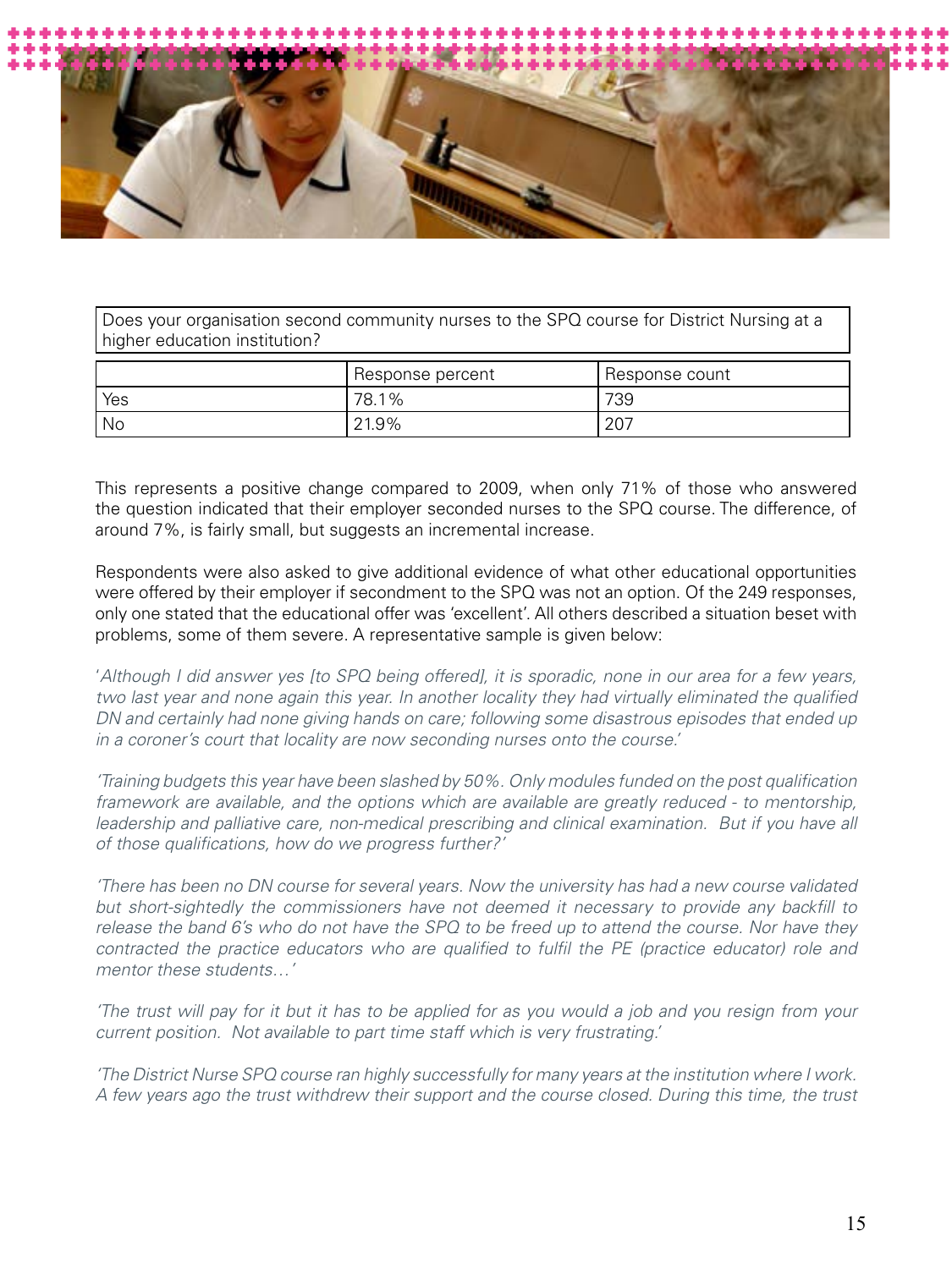| Does your organisation second community nurses to the SPQ course for District Nursing at a higher education institution? | | |
|---|---|---|
| | Response percent | Response count |
| Yes | 78.1% | 739 |
| No | 21.9% | 207 |

This represents a positive change compared to 2009, when only 71% of those who answered the question indicated that their employer seconded nurses to the SPQ course. The difference, of around 7%, is fairly small, but suggests an incremental increase.

Respondents were also asked to give additional evidence of what other educational opportunities were offered by their employer if secondment to the SPQ was not an option. Of the 249 responses, only one stated that the educational offer was 'excellent'. All others described a situation beset with problems, some of them severe. A representative sample is given below:

'*Although I did answer yes [to SPQ being offered], it is sporadic, none in our area for a few years, two last year and none again this year. In another locality they had virtually eliminated the qualified DN and certainly had none giving hands on care; following some disastrous episodes that ended up in a coroner's court that locality are now seconding nurses onto the course.*'

*'Training budgets this year have been slashed by 50%. Only modules funded on the post qualification framework are available, and the options which are available are greatly reduced - to mentorship, leadership and palliative care, non-medical prescribing and clinical examination. But if you have all of those qualifications, how do we progress further?'*

*'There has been no DN course for several years. Now the university has had a new course validated but short-sightedly the commissioners have not deemed it necessary to provide any backfill to release the band 6's who do not have the SPQ to be freed up to attend the course. Nor have they contracted the practice educators who are qualified to fulfil the PE (practice educator) role and mentor these students…'*

*'The trust will pay for it but it has to be applied for as you would a job and you resign from your current position. Not available to part time staff which is very frustrating.'*

*'The District Nurse SPQ course ran highly successfully for many years at the institution where I work. A few years ago the trust withdrew their support and the course closed. During this time, the trust*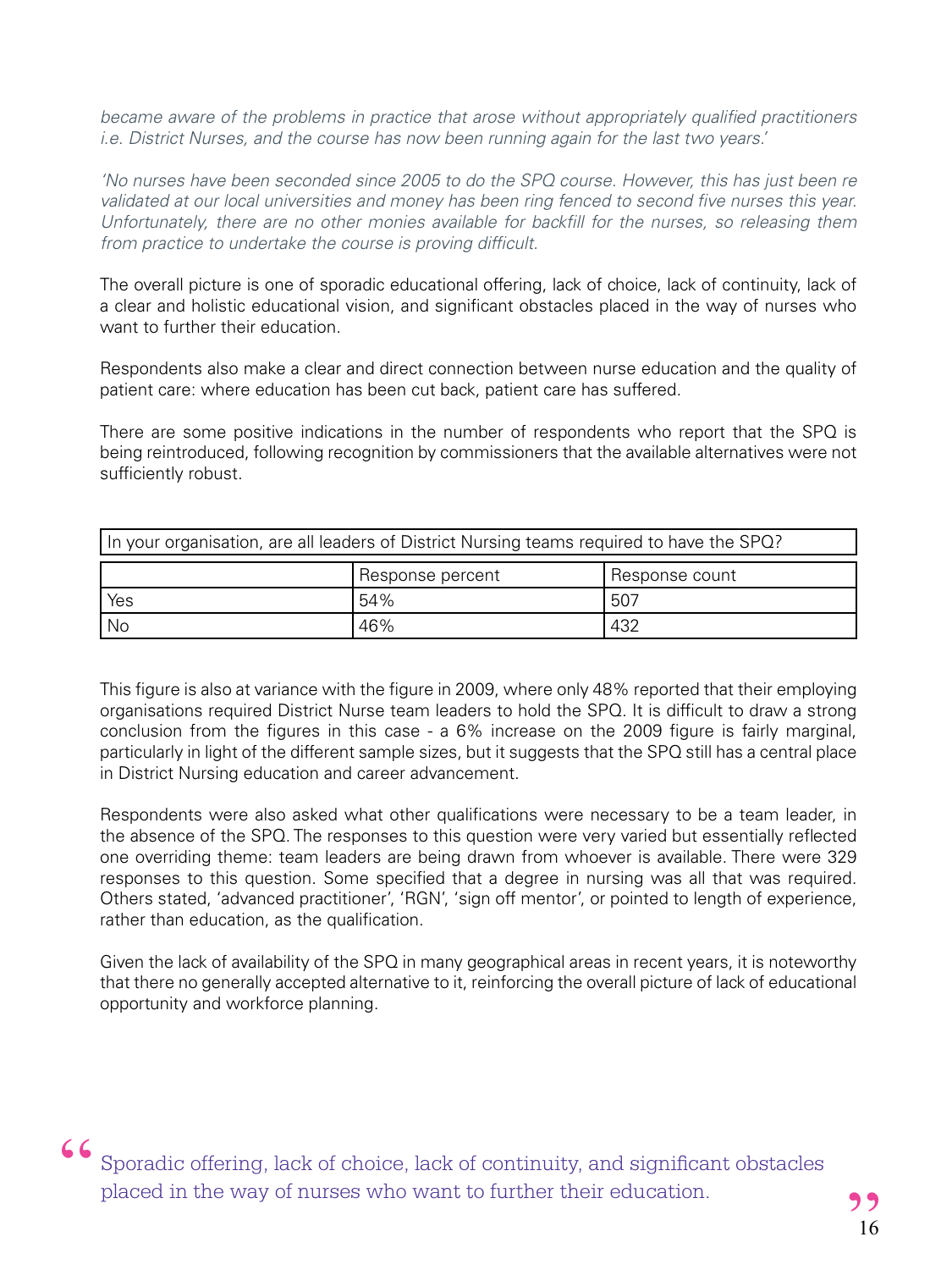*became aware of the problems in practice that arose without appropriately qualified practitioners i.e. District Nurses, and the course has now been running again for the last two years.'*

*'No nurses have been seconded since 2005 to do the SPQ course. However, this has just been re validated at our local universities and money has been ring fenced to second five nurses this year. Unfortunately, there are no other monies available for backfill for the nurses, so releasing them from practice to undertake the course is proving difficult.*

The overall picture is one of sporadic educational offering, lack of choice, lack of continuity, lack of a clear and holistic educational vision, and significant obstacles placed in the way of nurses who want to further their education.

Respondents also make a clear and direct connection between nurse education and the quality of patient care: where education has been cut back, patient care has suffered.

There are some positive indications in the number of respondents who report that the SPQ is being reintroduced, following recognition by commissioners that the available alternatives were not sufficiently robust.

| In your organisation, are all leaders of District Nursing teams required to have the SPQ? | | |
|---|---|---|
| | Response percent | Response count |
| Yes | 54% | 507 |
| No | 46% | 432 |

This figure is also at variance with the figure in 2009, where only 48% reported that their employing organisations required District Nurse team leaders to hold the SPQ. It is difficult to draw a strong conclusion from the figures in this case - a 6% increase on the 2009 figure is fairly marginal, particularly in light of the different sample sizes, but it suggests that the SPQ still has a central place in District Nursing education and career advancement.

Respondents were also asked what other qualifications were necessary to be a team leader, in the absence of the SPQ. The responses to this question were very varied but essentially reflected one overriding theme: team leaders are being drawn from whoever is available. There were 329 responses to this question. Some specified that a degree in nursing was all that was required. Others stated, 'advanced practitioner', 'RGN', 'sign off mentor', or pointed to length of experience, rather than education, as the qualification.

Given the lack of availability of the SPQ in many geographical areas in recent years, it is noteworthy that there no generally accepted alternative to it, reinforcing the overall picture of lack of educational opportunity and workforce planning.

> "Sporadic offering, lack of choice, lack of continuity, and significant obstacles placed in the way of nurses who want to further their education."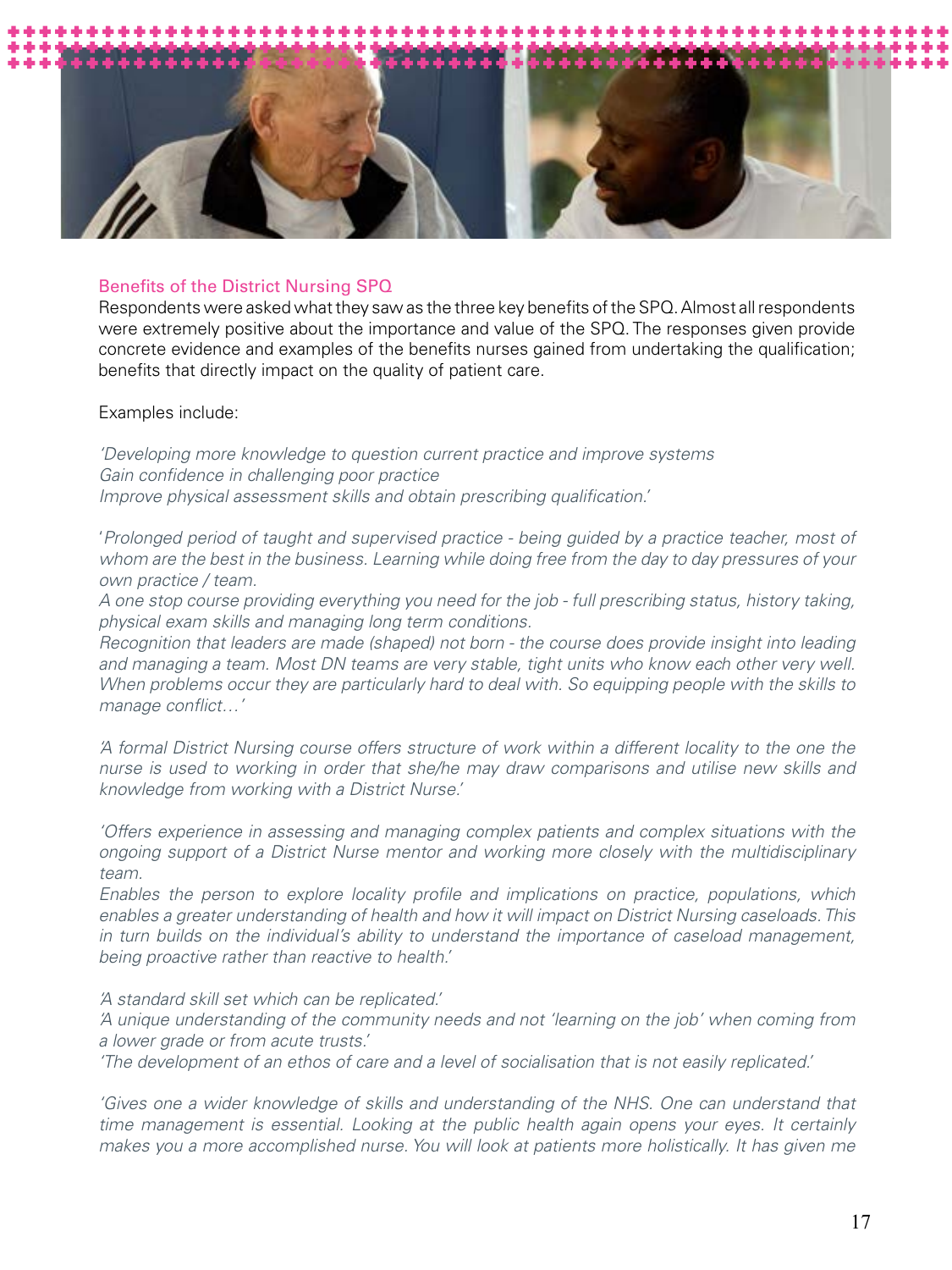## Benefits of the District Nursing SPQ

Respondents were asked what they saw as the three key benefits of the SPQ. Almost all respondents were extremely positive about the importance and value of the SPQ. The responses given provide concrete evidence and examples of the benefits nurses gained from undertaking the qualification; benefits that directly impact on the quality of patient care.

Examples include:

*'Developing more knowledge to question current practice and improve systems*
*Gain confidence in challenging poor practice*
*Improve physical assessment skills and obtain prescribing qualification.'*

*'Prolonged period of taught and supervised practice - being guided by a practice teacher, most of whom are the best in the business. Learning while doing free from the day to day pressures of your own practice / team.*
*A one stop course providing everything you need for the job - full prescribing status, history taking, physical exam skills and managing long term conditions.*
*Recognition that leaders are made (shaped) not born - the course does provide insight into leading and managing a team. Most DN teams are very stable, tight units who know each other very well. When problems occur they are particularly hard to deal with. So equipping people with the skills to manage conflict…'*

*'A formal District Nursing course offers structure of work within a different locality to the one the nurse is used to working in order that she/he may draw comparisons and utilise new skills and knowledge from working with a District Nurse.'*

*'Offers experience in assessing and managing complex patients and complex situations with the ongoing support of a District Nurse mentor and working more closely with the multidisciplinary team.*
*Enables the person to explore locality profile and implications on practice, populations, which enables a greater understanding of health and how it will impact on District Nursing caseloads. This in turn builds on the individual's ability to understand the importance of caseload management, being proactive rather than reactive to health.'*

*'A standard skill set which can be replicated.'*
*'A unique understanding of the community needs and not 'learning on the job' when coming from a lower grade or from acute trusts.'*
*'The development of an ethos of care and a level of socialisation that is not easily replicated.'*

*'Gives one a wider knowledge of skills and understanding of the NHS. One can understand that time management is essential. Looking at the public health again opens your eyes. It certainly makes you a more accomplished nurse. You will look at patients more holistically. It has given me*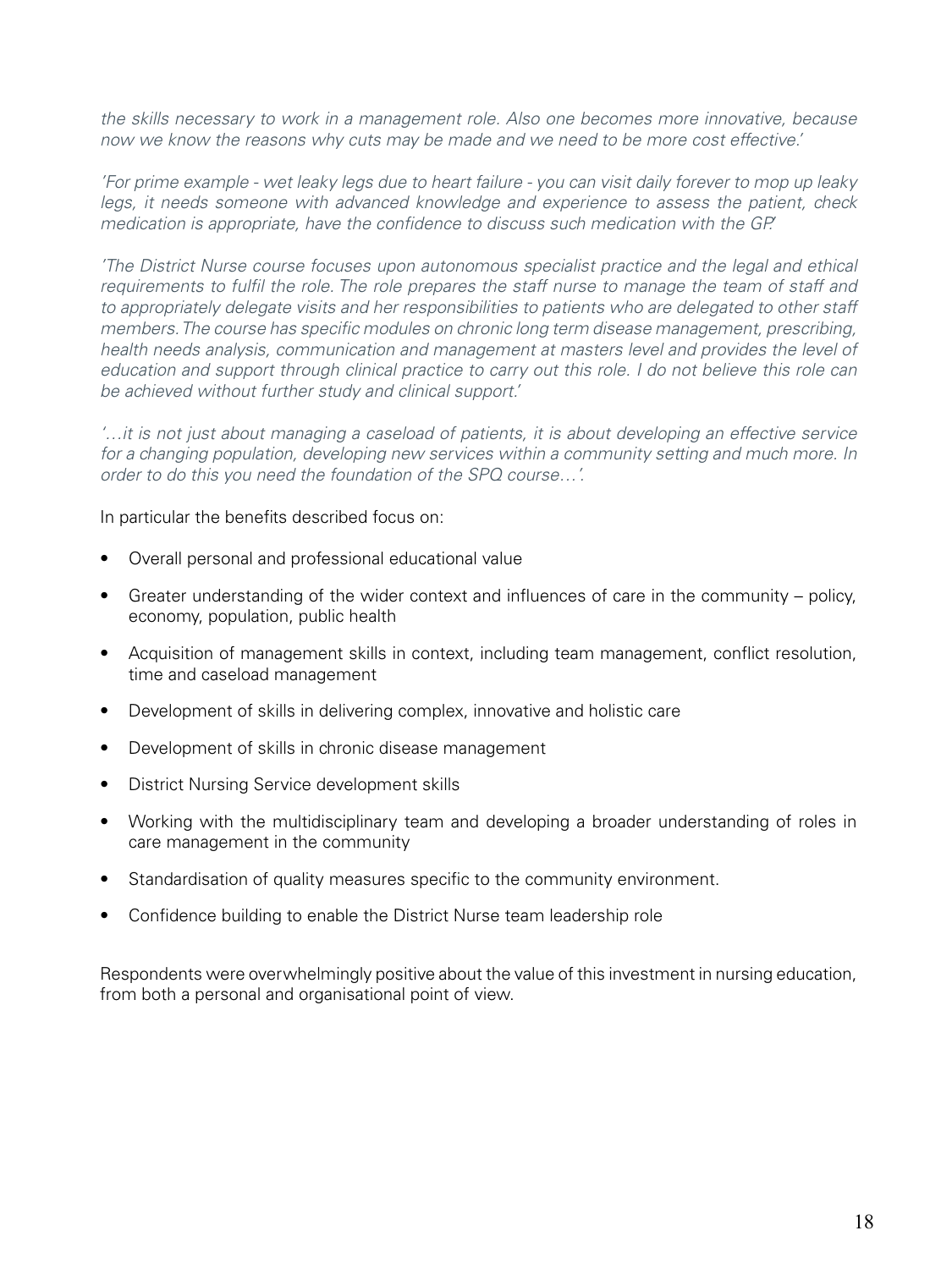*the skills necessary to work in a management role. Also one becomes more innovative, because now we know the reasons why cuts may be made and we need to be more cost effective.'*

*'For prime example - wet leaky legs due to heart failure - you can visit daily forever to mop up leaky legs, it needs someone with advanced knowledge and experience to assess the patient, check medication is appropriate, have the confidence to discuss such medication with the GP.'*

*'The District Nurse course focuses upon autonomous specialist practice and the legal and ethical requirements to fulfil the role. The role prepares the staff nurse to manage the team of staff and to appropriately delegate visits and her responsibilities to patients who are delegated to other staff members. The course has specific modules on chronic long term disease management, prescribing, health needs analysis, communication and management at masters level and provides the level of education and support through clinical practice to carry out this role. I do not believe this role can be achieved without further study and clinical support.'*

*'…it is not just about managing a caseload of patients, it is about developing an effective service for a changing population, developing new services within a community setting and much more. In order to do this you need the foundation of the SPQ course…'.*

In particular the benefits described focus on:

- Overall personal and professional educational value
- Greater understanding of the wider context and influences of care in the community – policy, economy, population, public health
- Acquisition of management skills in context, including team management, conflict resolution, time and caseload management
- Development of skills in delivering complex, innovative and holistic care
- Development of skills in chronic disease management
- District Nursing Service development skills
- Working with the multidisciplinary team and developing a broader understanding of roles in care management in the community
- Standardisation of quality measures specific to the community environment.
- Confidence building to enable the District Nurse team leadership role

Respondents were overwhelmingly positive about the value of this investment in nursing education, from both a personal and organisational point of view.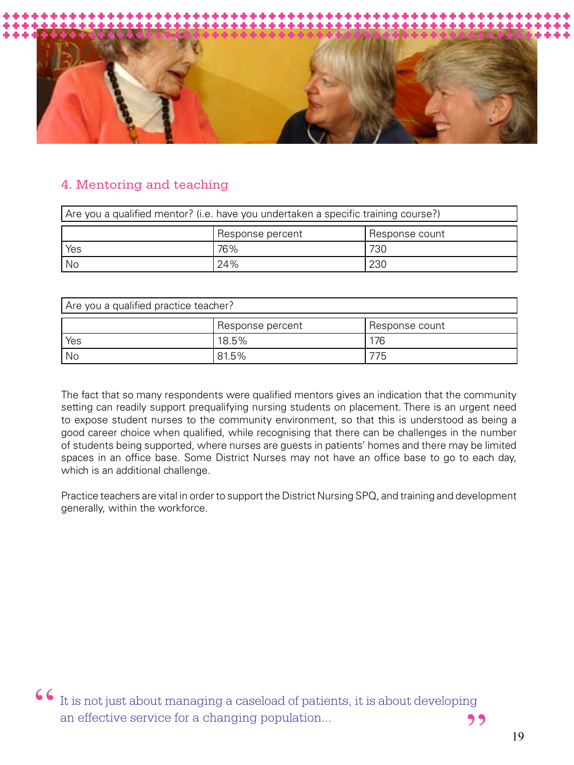## 4. Mentoring and teaching

| Are you a qualified mentor? (i.e. have you undertaken a specific training course?) | | |
|---|---|---|
| | Response percent | Response count |
| Yes | 76% | 730 |
| No | 24% | 230 |

| Are you a qualified practice teacher? | | |
|---|---|---|
| | Response percent | Response count |
| Yes | 18.5% | 176 |
| No | 81.5% | 775 |

The fact that so many respondents were qualified mentors gives an indication that the community setting can readily support prequalifying nursing students on placement. There is an urgent need to expose student nurses to the community environment, so that this is understood as being a good career choice when qualified, while recognising that there can be challenges in the number of students being supported, where nurses are guests in patients' homes and there may be limited spaces in an office base. Some District Nurses may not have an office base to go to each day, which is an additional challenge.

Practice teachers are vital in order to support the District Nursing SPQ, and training and development generally, within the workforce.

> "It is not just about managing a caseload of patients, it is about developing an effective service for a changing population..."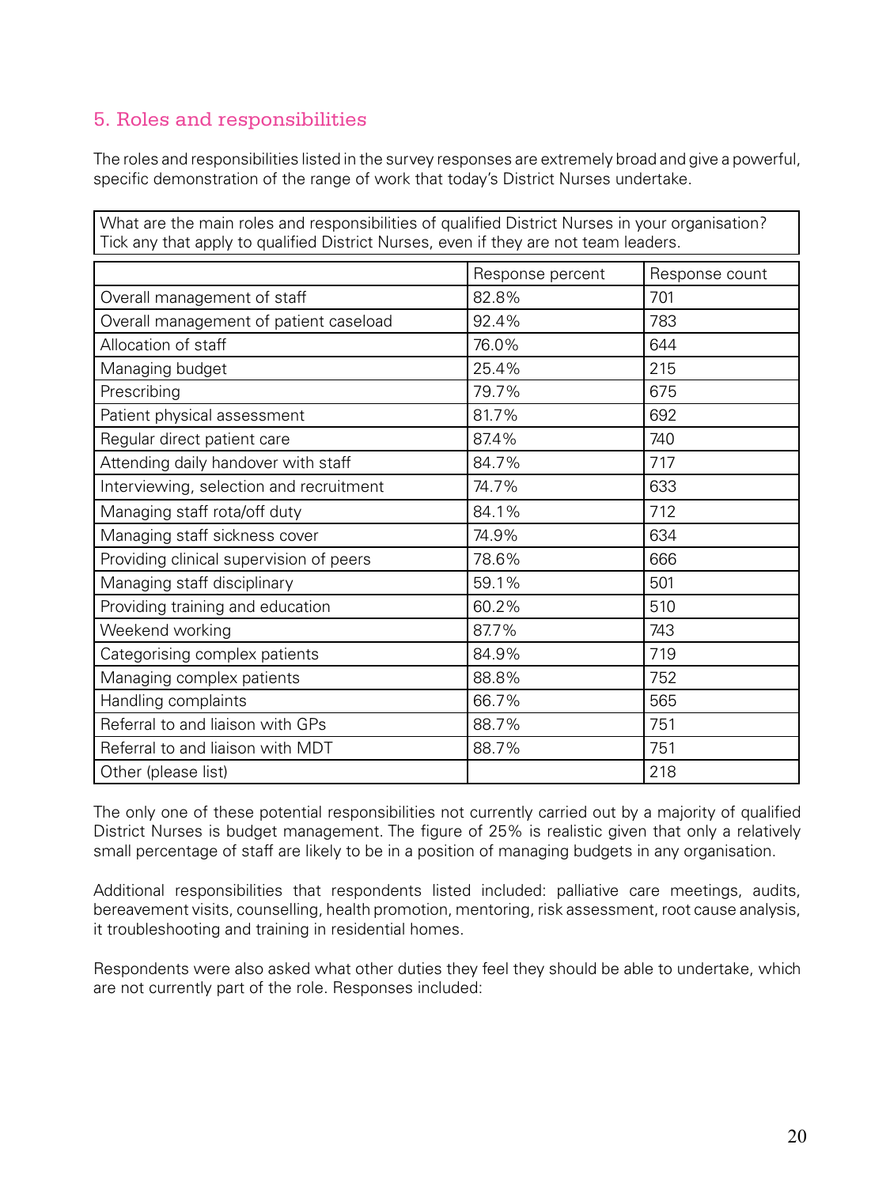## 5. Roles and responsibilities

The roles and responsibilities listed in the survey responses are extremely broad and give a powerful, specific demonstration of the range of work that today's District Nurses undertake.

What are the main roles and responsibilities of qualified District Nurses in your organisation? Tick any that apply to qualified District Nurses, even if they are not team leaders.

| | Response percent | Response count |
|---|---|---|
| Overall management of staff | 82.8% | 701 |
| Overall management of patient caseload | 92.4% | 783 |
| Allocation of staff | 76.0% | 644 |
| Managing budget | 25.4% | 215 |
| Prescribing | 79.7% | 675 |
| Patient physical assessment | 81.7% | 692 |
| Regular direct patient care | 87.4% | 740 |
| Attending daily handover with staff | 84.7% | 717 |
| Interviewing, selection and recruitment | 74.7% | 633 |
| Managing staff rota/off duty | 84.1% | 712 |
| Managing staff sickness cover | 74.9% | 634 |
| Providing clinical supervision of peers | 78.6% | 666 |
| Managing staff disciplinary | 59.1% | 501 |
| Providing training and education | 60.2% | 510 |
| Weekend working | 87.7% | 743 |
| Categorising complex patients | 84.9% | 719 |
| Managing complex patients | 88.8% | 752 |
| Handling complaints | 66.7% | 565 |
| Referral to and liaison with GPs | 88.7% | 751 |
| Referral to and liaison with MDT | 88.7% | 751 |
| Other (please list) | | 218 |

The only one of these potential responsibilities not currently carried out by a majority of qualified District Nurses is budget management. The figure of 25% is realistic given that only a relatively small percentage of staff are likely to be in a position of managing budgets in any organisation.

Additional responsibilities that respondents listed included: palliative care meetings, audits, bereavement visits, counselling, health promotion, mentoring, risk assessment, root cause analysis, it troubleshooting and training in residential homes.

Respondents were also asked what other duties they feel they should be able to undertake, which are not currently part of the role. Responses included: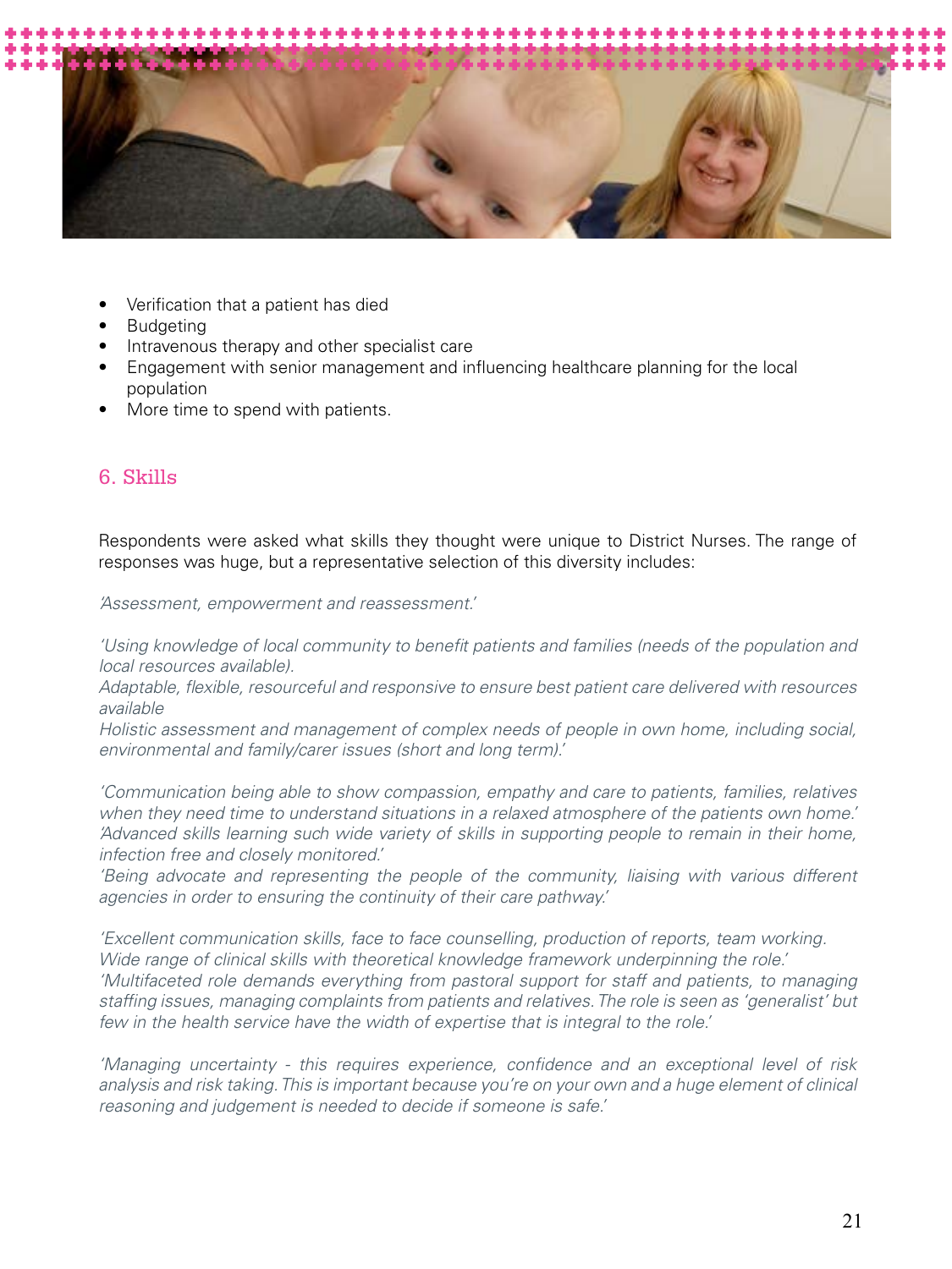- Verification that a patient has died
- Budgeting
- Intravenous therapy and other specialist care
- Engagement with senior management and influencing healthcare planning for the local population
- More time to spend with patients.

## 6. Skills

Respondents were asked what skills they thought were unique to District Nurses. The range of responses was huge, but a representative selection of this diversity includes:

*'Assessment, empowerment and reassessment.'*

*'Using knowledge of local community to benefit patients and families (needs of the population and local resources available).*
*Adaptable, flexible, resourceful and responsive to ensure best patient care delivered with resources available*
*Holistic assessment and management of complex needs of people in own home, including social, environmental and family/carer issues (short and long term).'*

*'Communication being able to show compassion, empathy and care to patients, families, relatives when they need time to understand situations in a relaxed atmosphere of the patients own home.'*
*'Advanced skills learning such wide variety of skills in supporting people to remain in their home, infection free and closely monitored.'*
*'Being advocate and representing the people of the community, liaising with various different agencies in order to ensuring the continuity of their care pathway.'*

*'Excellent communication skills, face to face counselling, production of reports, team working.*
*Wide range of clinical skills with theoretical knowledge framework underpinning the role.'*
*'Multifaceted role demands everything from pastoral support for staff and patients, to managing staffing issues, managing complaints from patients and relatives. The role is seen as 'generalist' but few in the health service have the width of expertise that is integral to the role.'*

*'Managing uncertainty - this requires experience, confidence and an exceptional level of risk analysis and risk taking. This is important because you're on your own and a huge element of clinical reasoning and judgement is needed to decide if someone is safe.'*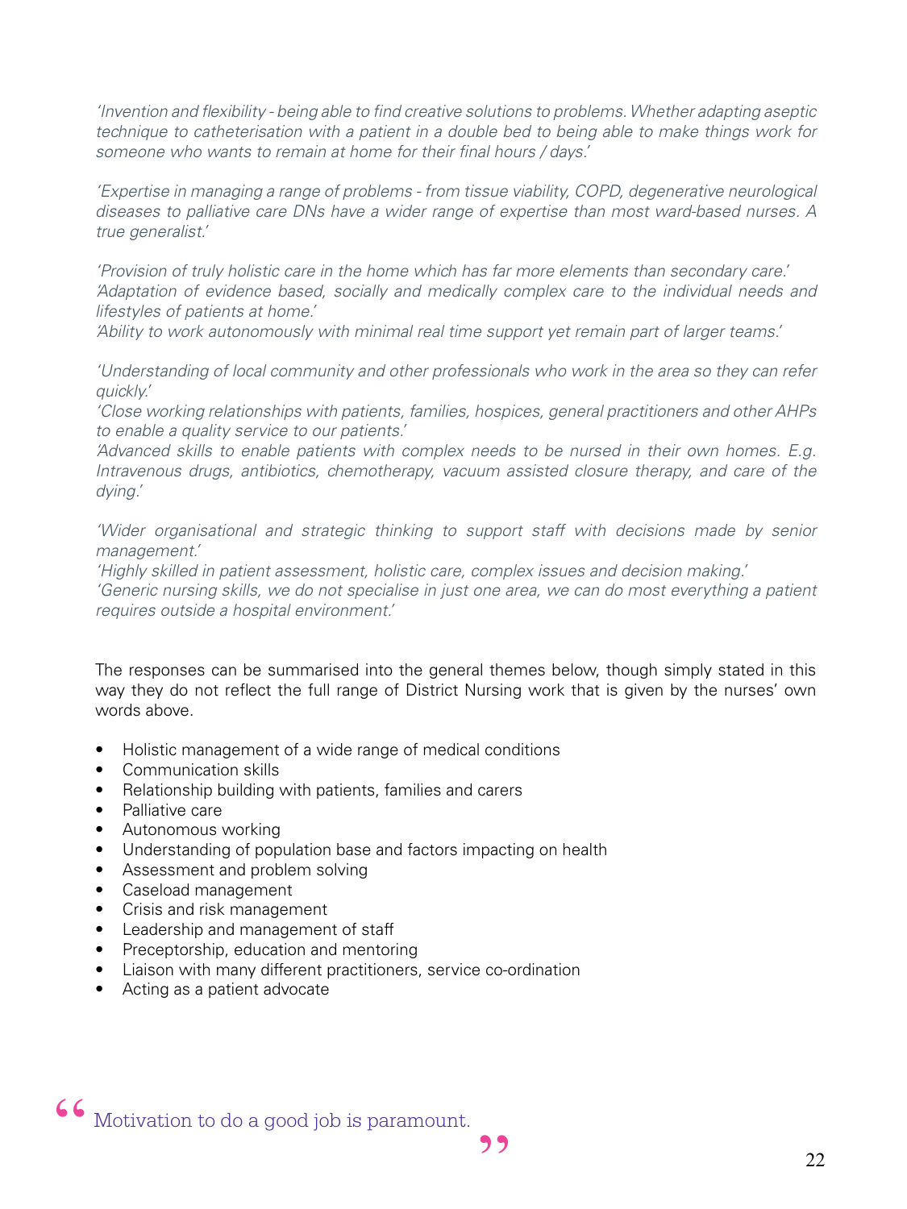*'Invention and flexibility - being able to find creative solutions to problems. Whether adapting aseptic technique to catheterisation with a patient in a double bed to being able to make things work for someone who wants to remain at home for their final hours / days.'*

*'Expertise in managing a range of problems - from tissue viability, COPD, degenerative neurological diseases to palliative care DNs have a wider range of expertise than most ward-based nurses. A true generalist.'*

*'Provision of truly holistic care in the home which has far more elements than secondary care.'*
*'Adaptation of evidence based, socially and medically complex care to the individual needs and lifestyles of patients at home.'*
*'Ability to work autonomously with minimal real time support yet remain part of larger teams.'*

*'Understanding of local community and other professionals who work in the area so they can refer quickly.'*
*'Close working relationships with patients, families, hospices, general practitioners and other AHPs to enable a quality service to our patients.'*
*'Advanced skills to enable patients with complex needs to be nursed in their own homes. E.g. Intravenous drugs, antibiotics, chemotherapy, vacuum assisted closure therapy, and care of the dying.'*

*'Wider organisational and strategic thinking to support staff with decisions made by senior management.'*
*'Highly skilled in patient assessment, holistic care, complex issues and decision making.'*
*'Generic nursing skills, we do not specialise in just one area, we can do most everything a patient requires outside a hospital environment.'*

The responses can be summarised into the general themes below, though simply stated in this way they do not reflect the full range of District Nursing work that is given by the nurses' own words above.

- Holistic management of a wide range of medical conditions
- Communication skills
- Relationship building with patients, families and carers
- Palliative care
- Autonomous working
- Understanding of population base and factors impacting on health
- Assessment and problem solving
- Caseload management
- Crisis and risk management
- Leadership and management of staff
- Preceptorship, education and mentoring
- Liaison with many different practitioners, service co-ordination
- Acting as a patient advocate

> "Motivation to do a good job is paramount."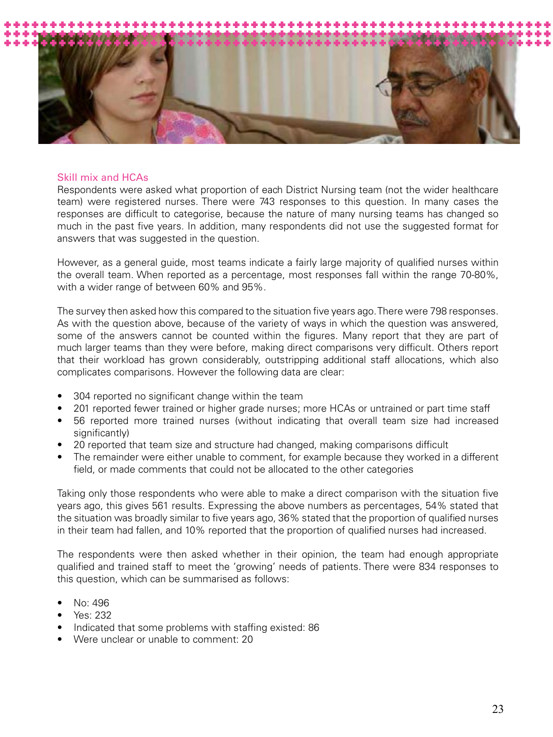## Skill mix and HCAs

Respondents were asked what proportion of each District Nursing team (not the wider healthcare team) were registered nurses. There were 743 responses to this question. In many cases the responses are difficult to categorise, because the nature of many nursing teams has changed so much in the past five years. In addition, many respondents did not use the suggested format for answers that was suggested in the question.

However, as a general guide, most teams indicate a fairly large majority of qualified nurses within the overall team. When reported as a percentage, most responses fall within the range 70-80%, with a wider range of between 60% and 95%.

The survey then asked how this compared to the situation five years ago. There were 798 responses. As with the question above, because of the variety of ways in which the question was answered, some of the answers cannot be counted within the figures. Many report that they are part of much larger teams than they were before, making direct comparisons very difficult. Others report that their workload has grown considerably, outstripping additional staff allocations, which also complicates comparisons. However the following data are clear:

- 304 reported no significant change within the team
- 201 reported fewer trained or higher grade nurses; more HCAs or untrained or part time staff
- 56 reported more trained nurses (without indicating that overall team size had increased significantly)
- 20 reported that team size and structure had changed, making comparisons difficult
- The remainder were either unable to comment, for example because they worked in a different field, or made comments that could not be allocated to the other categories

Taking only those respondents who were able to make a direct comparison with the situation five years ago, this gives 561 results. Expressing the above numbers as percentages, 54% stated that the situation was broadly similar to five years ago, 36% stated that the proportion of qualified nurses in their team had fallen, and 10% reported that the proportion of qualified nurses had increased.

The respondents were then asked whether in their opinion, the team had enough appropriate qualified and trained staff to meet the 'growing' needs of patients. There were 834 responses to this question, which can be summarised as follows:

- No: 496
- Yes: 232
- Indicated that some problems with staffing existed: 86
- Were unclear or unable to comment: 20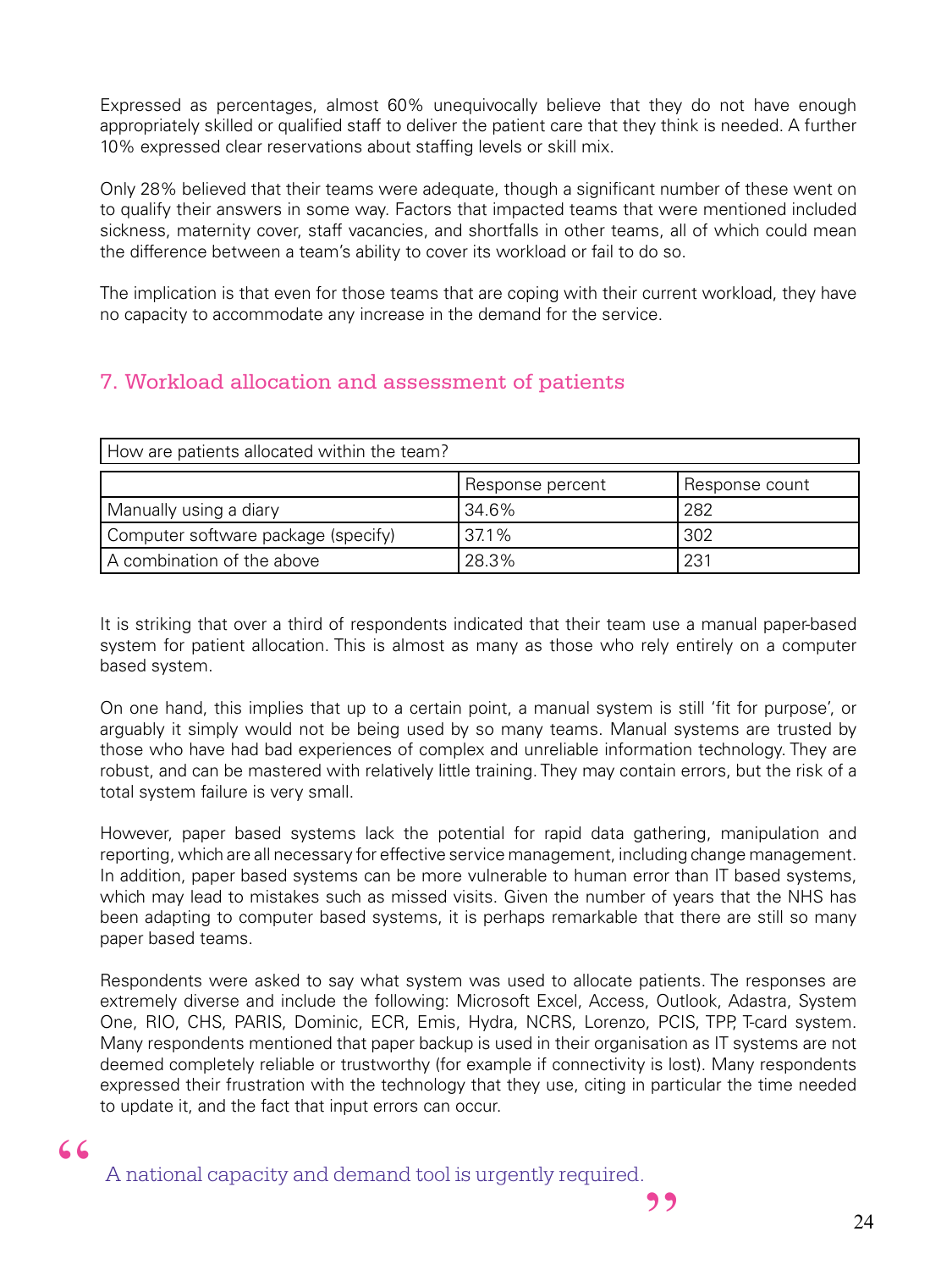Expressed as percentages, almost 60% unequivocally believe that they do not have enough appropriately skilled or qualified staff to deliver the patient care that they think is needed. A further 10% expressed clear reservations about staffing levels or skill mix.

Only 28% believed that their teams were adequate, though a significant number of these went on to qualify their answers in some way. Factors that impacted teams that were mentioned included sickness, maternity cover, staff vacancies, and shortfalls in other teams, all of which could mean the difference between a team's ability to cover its workload or fail to do so.

The implication is that even for those teams that are coping with their current workload, they have no capacity to accommodate any increase in the demand for the service.

## 7. Workload allocation and assessment of patients

| How are patients allocated within the team? | | |
|---|---|---|
| | Response percent | Response count |
| Manually using a diary | 34.6% | 282 |
| Computer software package (specify) | 37.1% | 302 |
| A combination of the above | 28.3% | 231 |

It is striking that over a third of respondents indicated that their team use a manual paper-based system for patient allocation. This is almost as many as those who rely entirely on a computer based system.

On one hand, this implies that up to a certain point, a manual system is still 'fit for purpose', or arguably it simply would not be being used by so many teams. Manual systems are trusted by those who have had bad experiences of complex and unreliable information technology. They are robust, and can be mastered with relatively little training. They may contain errors, but the risk of a total system failure is very small.

However, paper based systems lack the potential for rapid data gathering, manipulation and reporting, which are all necessary for effective service management, including change management. In addition, paper based systems can be more vulnerable to human error than IT based systems, which may lead to mistakes such as missed visits. Given the number of years that the NHS has been adapting to computer based systems, it is perhaps remarkable that there are still so many paper based teams.

Respondents were asked to say what system was used to allocate patients. The responses are extremely diverse and include the following: Microsoft Excel, Access, Outlook, Adastra, System One, RIO, CHS, PARIS, Dominic, ECR, Emis, Hydra, NCRS, Lorenzo, PCIS, TPP, T-card system. Many respondents mentioned that paper backup is used in their organisation as IT systems are not deemed completely reliable or trustworthy (for example if connectivity is lost). Many respondents expressed their frustration with the technology that they use, citing in particular the time needed to update it, and the fact that input errors can occur.

> "A national capacity and demand tool is urgently required."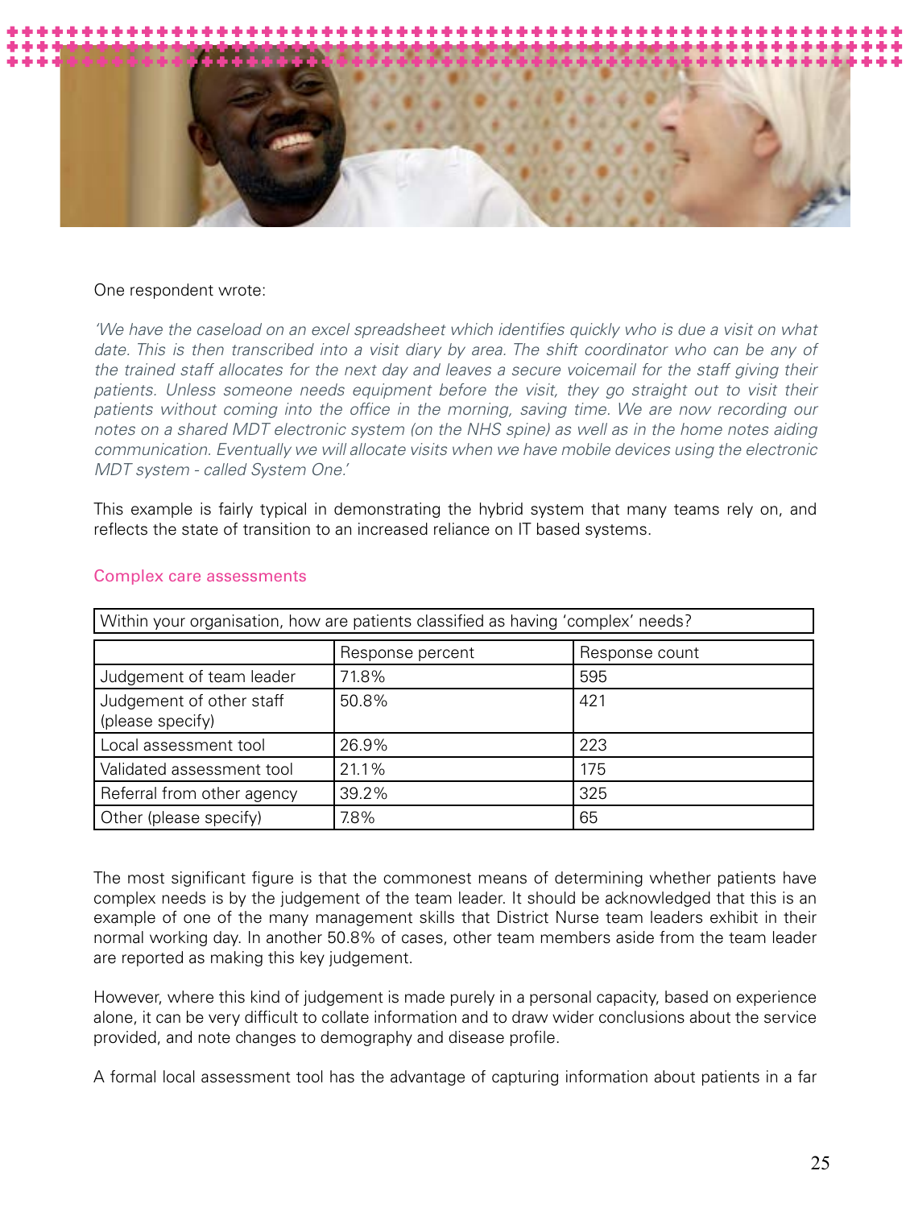One respondent wrote:

*'We have the caseload on an excel spreadsheet which identifies quickly who is due a visit on what date. This is then transcribed into a visit diary by area. The shift coordinator who can be any of the trained staff allocates for the next day and leaves a secure voicemail for the staff giving their patients. Unless someone needs equipment before the visit, they go straight out to visit their patients without coming into the office in the morning, saving time. We are now recording our notes on a shared MDT electronic system (on the NHS spine) as well as in the home notes aiding communication. Eventually we will allocate visits when we have mobile devices using the electronic MDT system - called System One.'*

This example is fairly typical in demonstrating the hybrid system that many teams rely on, and reflects the state of transition to an increased reliance on IT based systems.

## Complex care assessments

| Within your organisation, how are patients classified as having 'complex' needs? | | |
|---|---|---|
| | Response percent | Response count |
| Judgement of team leader | 71.8% | 595 |
| Judgement of other staff (please specify) | 50.8% | 421 |
| Local assessment tool | 26.9% | 223 |
| Validated assessment tool | 21.1% | 175 |
| Referral from other agency | 39.2% | 325 |
| Other (please specify) | 7.8% | 65 |

The most significant figure is that the commonest means of determining whether patients have complex needs is by the judgement of the team leader. It should be acknowledged that this is an example of one of the many management skills that District Nurse team leaders exhibit in their normal working day. In another 50.8% of cases, other team members aside from the team leader are reported as making this key judgement.

However, where this kind of judgement is made purely in a personal capacity, based on experience alone, it can be very difficult to collate information and to draw wider conclusions about the service provided, and note changes to demography and disease profile.

A formal local assessment tool has the advantage of capturing information about patients in a far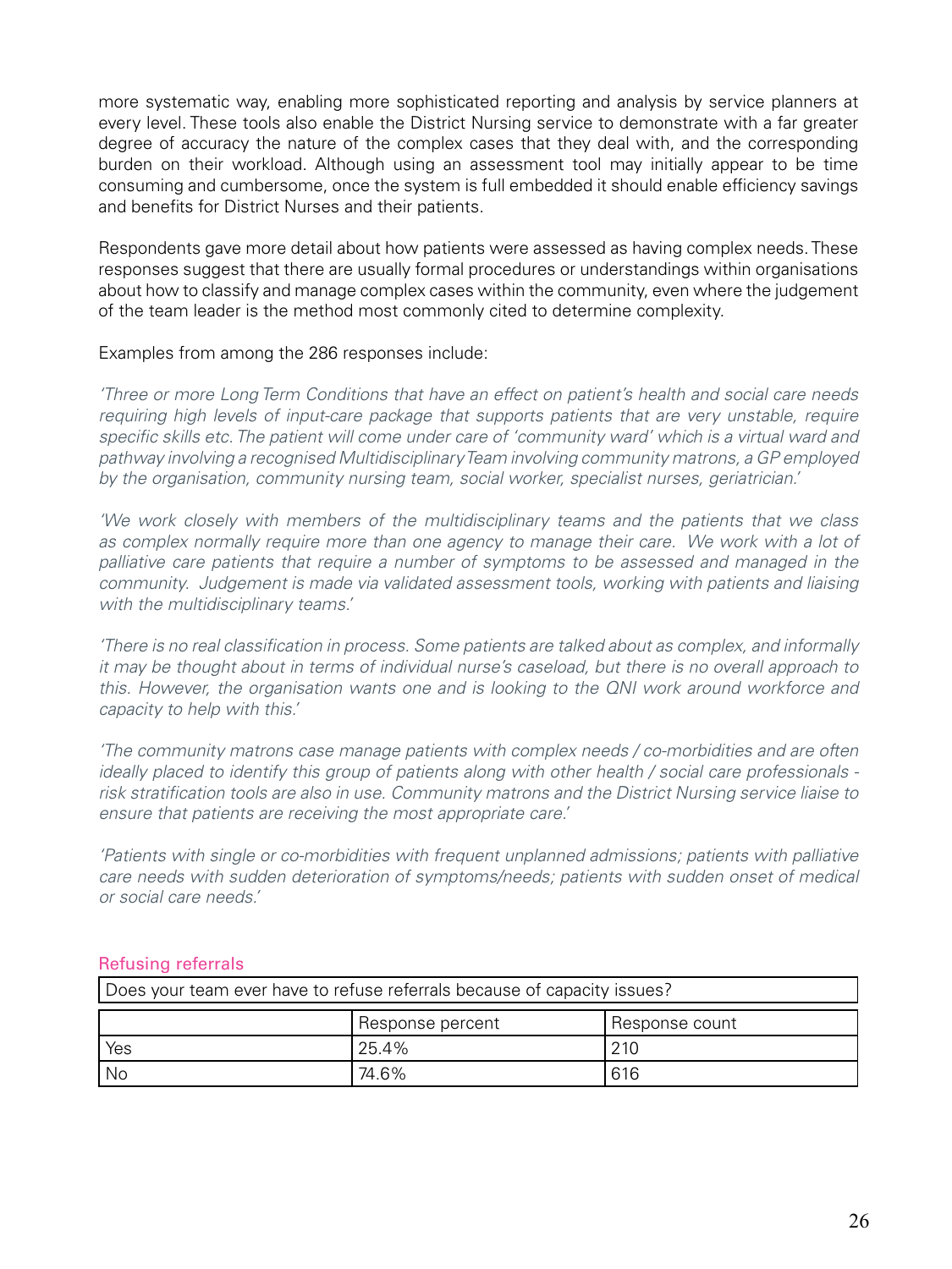more systematic way, enabling more sophisticated reporting and analysis by service planners at every level. These tools also enable the District Nursing service to demonstrate with a far greater degree of accuracy the nature of the complex cases that they deal with, and the corresponding burden on their workload. Although using an assessment tool may initially appear to be time consuming and cumbersome, once the system is full embedded it should enable efficiency savings and benefits for District Nurses and their patients.

Respondents gave more detail about how patients were assessed as having complex needs. These responses suggest that there are usually formal procedures or understandings within organisations about how to classify and manage complex cases within the community, even where the judgement of the team leader is the method most commonly cited to determine complexity.

Examples from among the 286 responses include:

*'Three or more Long Term Conditions that have an effect on patient's health and social care needs requiring high levels of input-care package that supports patients that are very unstable, require specific skills etc. The patient will come under care of 'community ward' which is a virtual ward and pathway involving a recognised Multidisciplinary Team involving community matrons, a GP employed by the organisation, community nursing team, social worker, specialist nurses, geriatrician.'*

*'We work closely with members of the multidisciplinary teams and the patients that we class as complex normally require more than one agency to manage their care. We work with a lot of palliative care patients that require a number of symptoms to be assessed and managed in the community. Judgement is made via validated assessment tools, working with patients and liaising with the multidisciplinary teams.'*

*'There is no real classification in process. Some patients are talked about as complex, and informally it may be thought about in terms of individual nurse's caseload, but there is no overall approach to this. However, the organisation wants one and is looking to the QNI work around workforce and capacity to help with this.'*

*'The community matrons case manage patients with complex needs / co-morbidities and are often ideally placed to identify this group of patients along with other health / social care professionals - risk stratification tools are also in use. Community matrons and the District Nursing service liaise to ensure that patients are receiving the most appropriate care.'*

*'Patients with single or co-morbidities with frequent unplanned admissions; patients with palliative care needs with sudden deterioration of symptoms/needs; patients with sudden onset of medical or social care needs.'*

### Refusing referrals

Does your team ever have to refuse referrals because of capacity issues?

| | Response percent | Response count |
|---|---|---|
| Yes | 25.4% | 210 |
| No | 74.6% | 616 |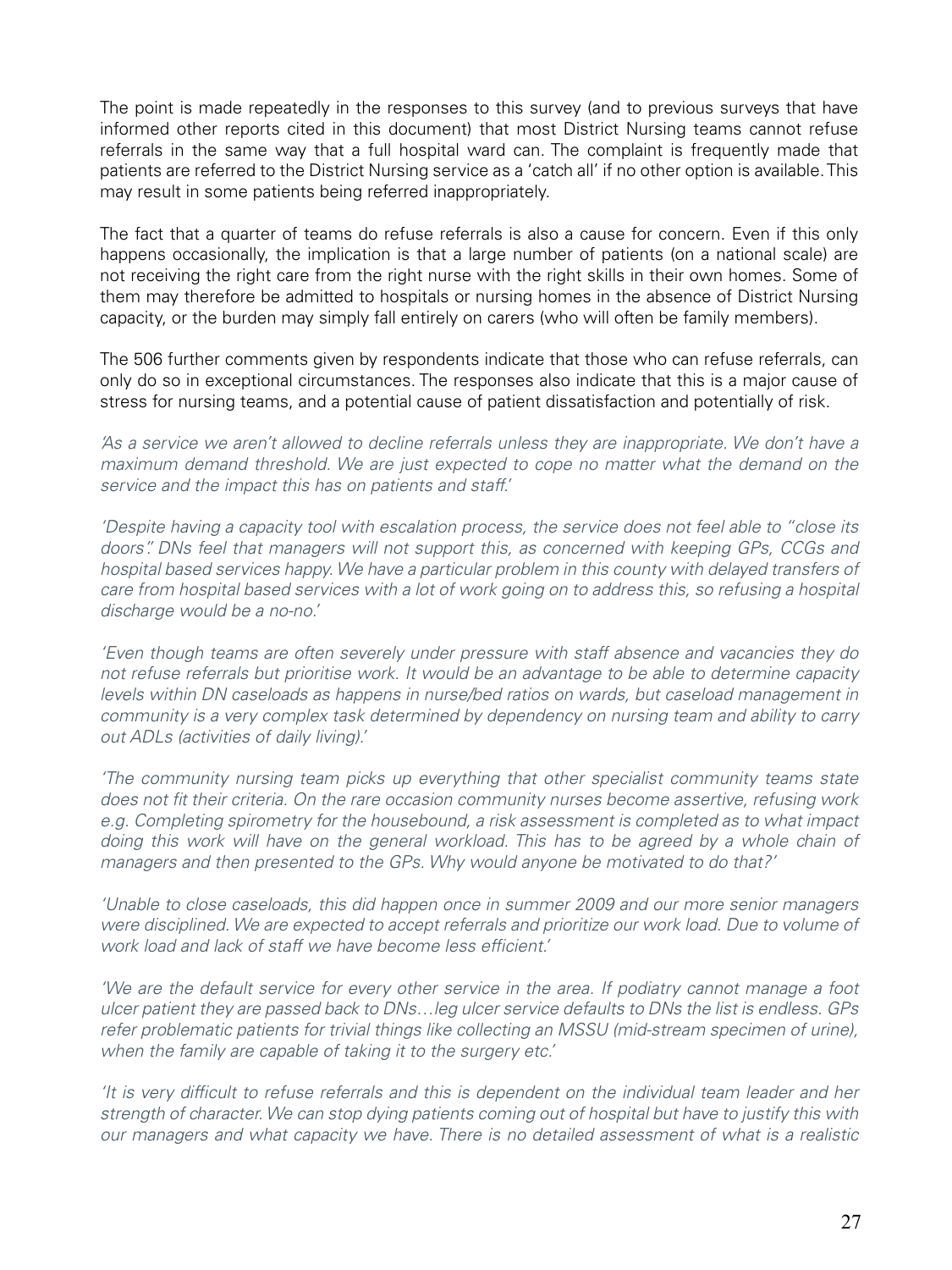The point is made repeatedly in the responses to this survey (and to previous surveys that have informed other reports cited in this document) that most District Nursing teams cannot refuse referrals in the same way that a full hospital ward can. The complaint is frequently made that patients are referred to the District Nursing service as a 'catch all' if no other option is available. This may result in some patients being referred inappropriately.

The fact that a quarter of teams do refuse referrals is also a cause for concern. Even if this only happens occasionally, the implication is that a large number of patients (on a national scale) are not receiving the right care from the right nurse with the right skills in their own homes. Some of them may therefore be admitted to hospitals or nursing homes in the absence of District Nursing capacity, or the burden may simply fall entirely on carers (who will often be family members).

The 506 further comments given by respondents indicate that those who can refuse referrals, can only do so in exceptional circumstances. The responses also indicate that this is a major cause of stress for nursing teams, and a potential cause of patient dissatisfaction and potentially of risk.

*'As a service we aren't allowed to decline referrals unless they are inappropriate. We don't have a maximum demand threshold. We are just expected to cope no matter what the demand on the service and the impact this has on patients and staff.'*

*'Despite having a capacity tool with escalation process, the service does not feel able to "close its doors". DNs feel that managers will not support this, as concerned with keeping GPs, CCGs and hospital based services happy. We have a particular problem in this county with delayed transfers of care from hospital based services with a lot of work going on to address this, so refusing a hospital discharge would be a no-no.'*

*'Even though teams are often severely under pressure with staff absence and vacancies they do not refuse referrals but prioritise work. It would be an advantage to be able to determine capacity levels within DN caseloads as happens in nurse/bed ratios on wards, but caseload management in community is a very complex task determined by dependency on nursing team and ability to carry out ADLs (activities of daily living).'*

*'The community nursing team picks up everything that other specialist community teams state does not fit their criteria. On the rare occasion community nurses become assertive, refusing work e.g. Completing spirometry for the housebound, a risk assessment is completed as to what impact doing this work will have on the general workload. This has to be agreed by a whole chain of managers and then presented to the GPs. Why would anyone be motivated to do that?'*

*'Unable to close caseloads, this did happen once in summer 2009 and our more senior managers were disciplined. We are expected to accept referrals and prioritize our work load. Due to volume of work load and lack of staff we have become less efficient.'*

*'We are the default service for every other service in the area. If podiatry cannot manage a foot ulcer patient they are passed back to DNs…leg ulcer service defaults to DNs the list is endless. GPs refer problematic patients for trivial things like collecting an MSSU (mid-stream specimen of urine), when the family are capable of taking it to the surgery etc.'*

*'It is very difficult to refuse referrals and this is dependent on the individual team leader and her strength of character. We can stop dying patients coming out of hospital but have to justify this with our managers and what capacity we have. There is no detailed assessment of what is a realistic*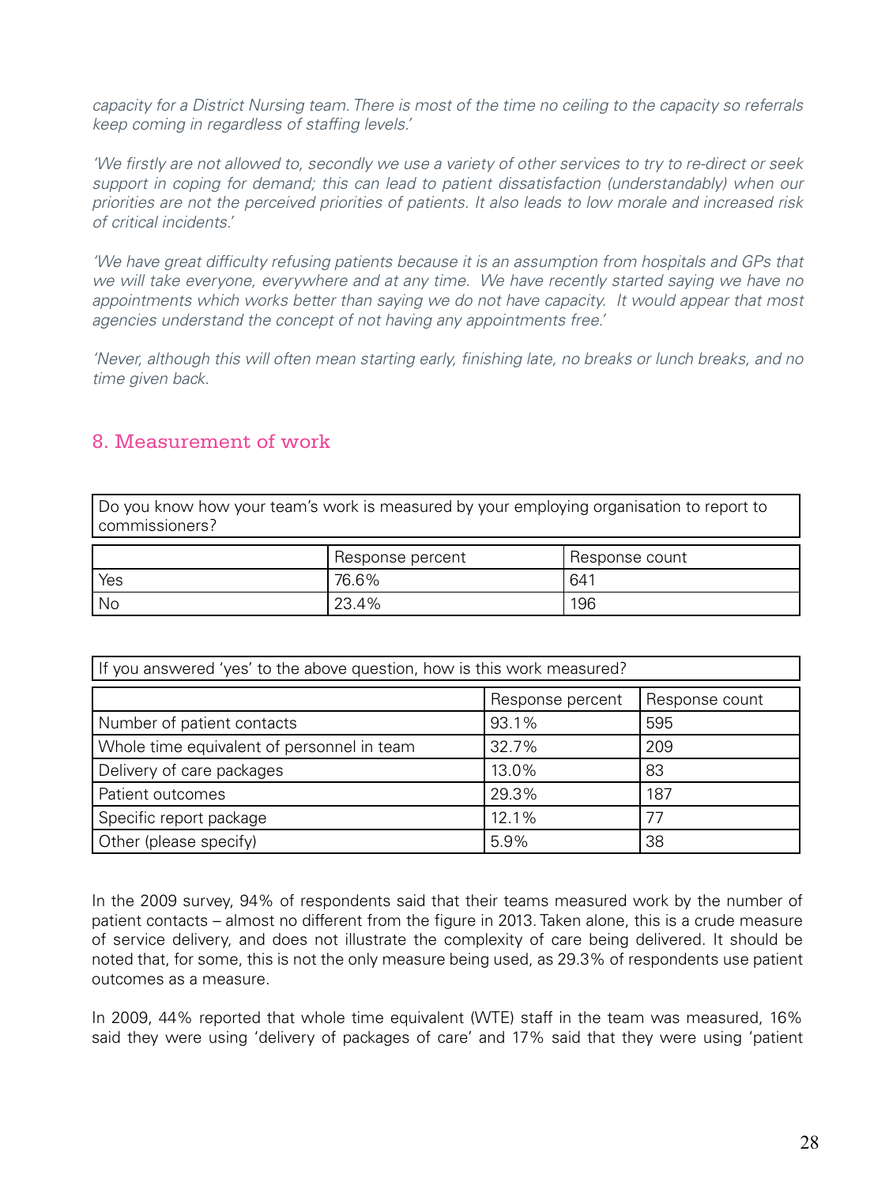*capacity for a District Nursing team. There is most of the time no ceiling to the capacity so referrals keep coming in regardless of staffing levels.'*

*'We firstly are not allowed to, secondly we use a variety of other services to try to re-direct or seek support in coping for demand; this can lead to patient dissatisfaction (understandably) when our priorities are not the perceived priorities of patients. It also leads to low morale and increased risk of critical incidents.'*

*'We have great difficulty refusing patients because it is an assumption from hospitals and GPs that we will take everyone, everywhere and at any time. We have recently started saying we have no appointments which works better than saying we do not have capacity. It would appear that most agencies understand the concept of not having any appointments free.'*

*'Never, although this will often mean starting early, finishing late, no breaks or lunch breaks, and no time given back.*

## 8. Measurement of work

Do you know how your team's work is measured by your employing organisation to report to commissioners?

| | Response percent | Response count |
|---|---|---|
| Yes | 76.6% | 641 |
| No | 23.4% | 196 |

If you answered 'yes' to the above question, how is this work measured?

| | Response percent | Response count |
|---|---|---|
| Number of patient contacts | 93.1% | 595 |
| Whole time equivalent of personnel in team | 32.7% | 209 |
| Delivery of care packages | 13.0% | 83 |
| Patient outcomes | 29.3% | 187 |
| Specific report package | 12.1% | 77 |
| Other (please specify) | 5.9% | 38 |

In the 2009 survey, 94% of respondents said that their teams measured work by the number of patient contacts – almost no different from the figure in 2013. Taken alone, this is a crude measure of service delivery, and does not illustrate the complexity of care being delivered. It should be noted that, for some, this is not the only measure being used, as 29.3% of respondents use patient outcomes as a measure.

In 2009, 44% reported that whole time equivalent (WTE) staff in the team was measured, 16% said they were using 'delivery of packages of care' and 17% said that they were using 'patient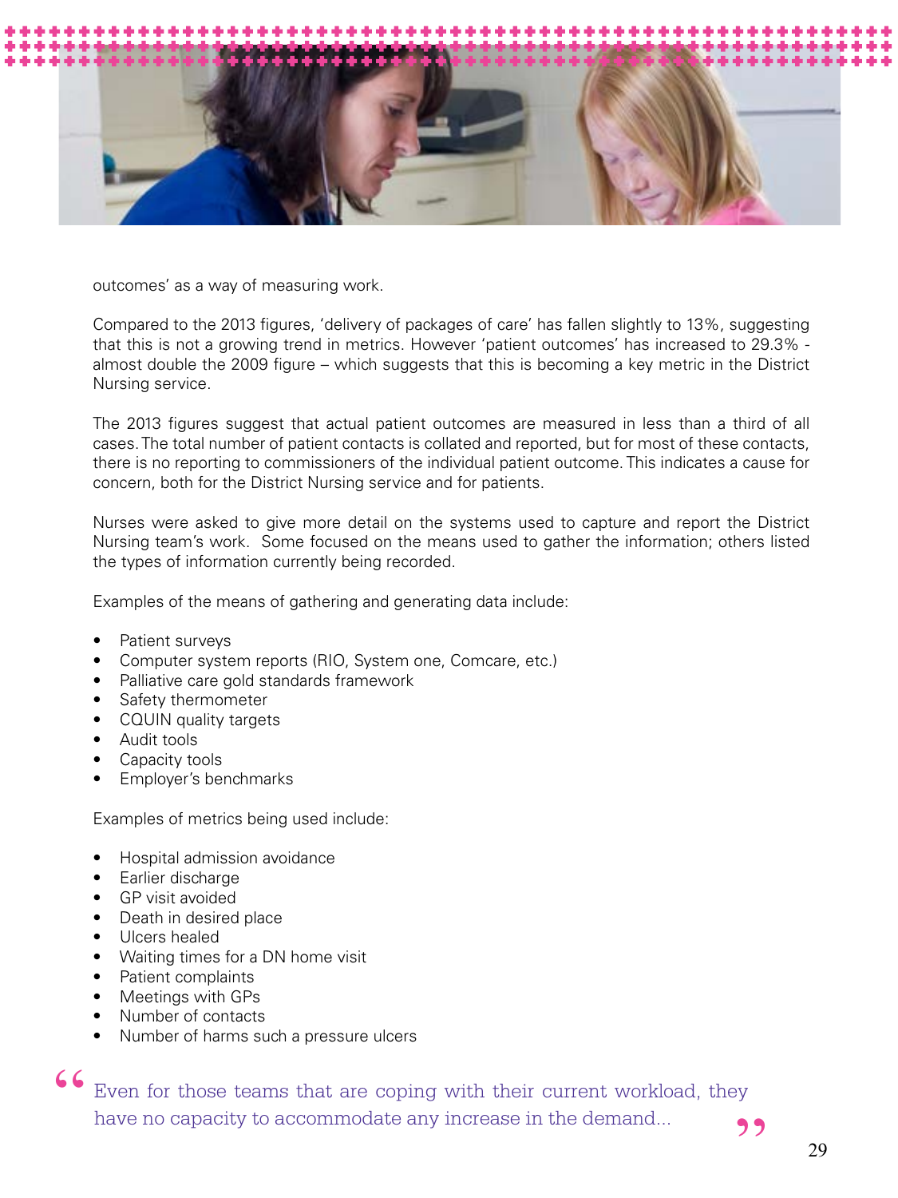outcomes' as a way of measuring work.

Compared to the 2013 figures, 'delivery of packages of care' has fallen slightly to 13%, suggesting that this is not a growing trend in metrics. However 'patient outcomes' has increased to 29.3% - almost double the 2009 figure – which suggests that this is becoming a key metric in the District Nursing service.

The 2013 figures suggest that actual patient outcomes are measured in less than a third of all cases. The total number of patient contacts is collated and reported, but for most of these contacts, there is no reporting to commissioners of the individual patient outcome. This indicates a cause for concern, both for the District Nursing service and for patients.

Nurses were asked to give more detail on the systems used to capture and report the District Nursing team's work. Some focused on the means used to gather the information; others listed the types of information currently being recorded.

Examples of the means of gathering and generating data include:

- Patient surveys
- Computer system reports (RIO, System one, Comcare, etc.)
- Palliative care gold standards framework
- Safety thermometer
- CQUIN quality targets
- Audit tools
- Capacity tools
- Employer's benchmarks

Examples of metrics being used include:

- Hospital admission avoidance
- Earlier discharge
- GP visit avoided
- Death in desired place
- Ulcers healed
- Waiting times for a DN home visit
- Patient complaints
- Meetings with GPs
- Number of contacts
- Number of harms such a pressure ulcers

> "Even for those teams that are coping with their current workload, they have no capacity to accommodate any increase in the demand..."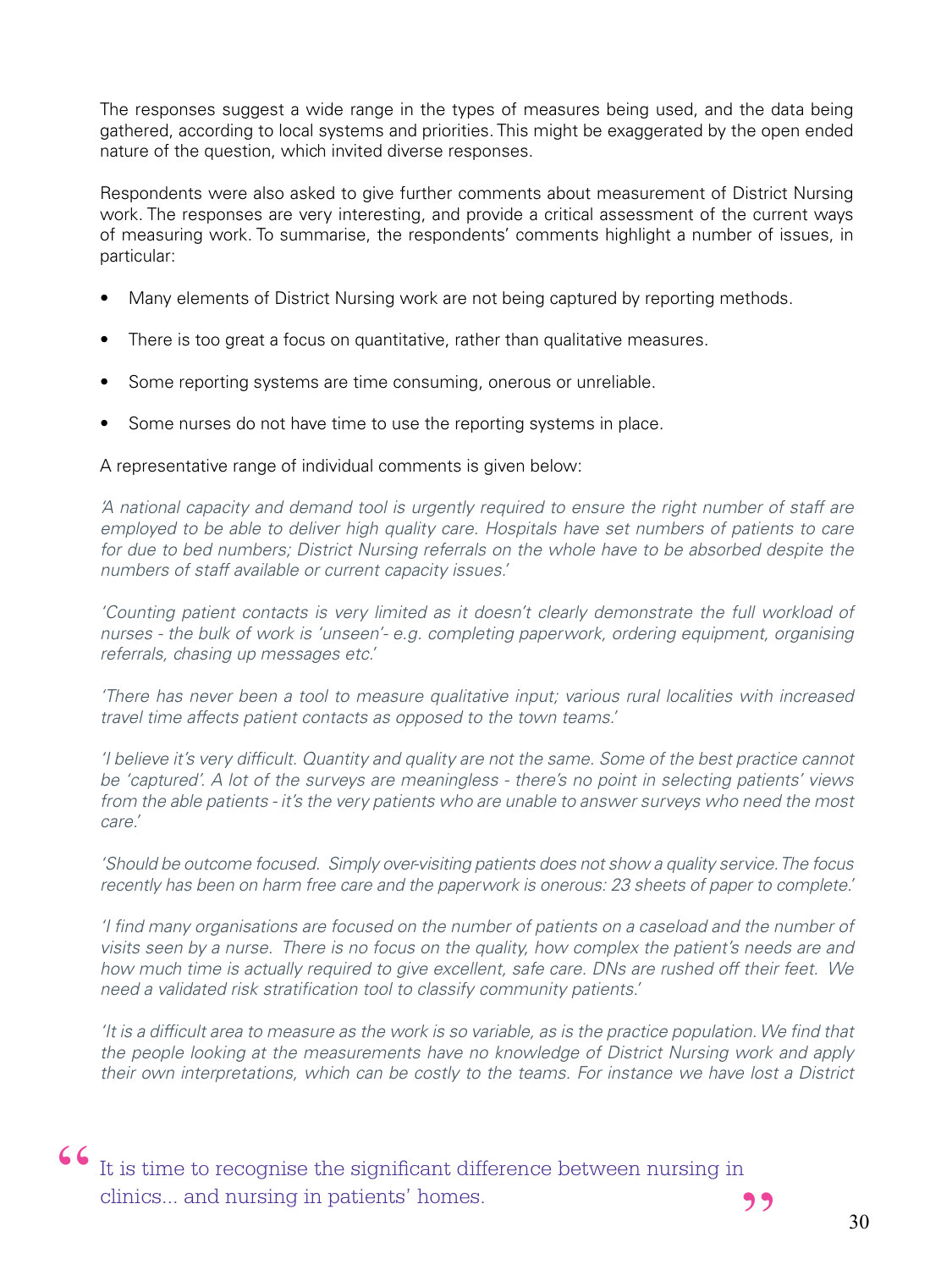The responses suggest a wide range in the types of measures being used, and the data being gathered, according to local systems and priorities. This might be exaggerated by the open ended nature of the question, which invited diverse responses.

Respondents were also asked to give further comments about measurement of District Nursing work. The responses are very interesting, and provide a critical assessment of the current ways of measuring work. To summarise, the respondents' comments highlight a number of issues, in particular:

- Many elements of District Nursing work are not being captured by reporting methods.
- There is too great a focus on quantitative, rather than qualitative measures.
- Some reporting systems are time consuming, onerous or unreliable.
- Some nurses do not have time to use the reporting systems in place.

A representative range of individual comments is given below:

*'A national capacity and demand tool is urgently required to ensure the right number of staff are employed to be able to deliver high quality care. Hospitals have set numbers of patients to care for due to bed numbers; District Nursing referrals on the whole have to be absorbed despite the numbers of staff available or current capacity issues.'*

*'Counting patient contacts is very limited as it doesn't clearly demonstrate the full workload of nurses - the bulk of work is 'unseen'- e.g. completing paperwork, ordering equipment, organising referrals, chasing up messages etc.'*

*'There has never been a tool to measure qualitative input; various rural localities with increased travel time affects patient contacts as opposed to the town teams.'*

*'I believe it's very difficult. Quantity and quality are not the same. Some of the best practice cannot be 'captured'. A lot of the surveys are meaningless - there's no point in selecting patients' views from the able patients - it's the very patients who are unable to answer surveys who need the most care.'*

*'Should be outcome focused. Simply over-visiting patients does not show a quality service. The focus recently has been on harm free care and the paperwork is onerous: 23 sheets of paper to complete.'*

*'I find many organisations are focused on the number of patients on a caseload and the number of visits seen by a nurse. There is no focus on the quality, how complex the patient's needs are and how much time is actually required to give excellent, safe care. DNs are rushed off their feet. We need a validated risk stratification tool to classify community patients.'*

*'It is a difficult area to measure as the work is so variable, as is the practice population. We find that the people looking at the measurements have no knowledge of District Nursing work and apply their own interpretations, which can be costly to the teams. For instance we have lost a District*

> "It is time to recognise the significant difference between nursing in clinics... and nursing in patients' homes."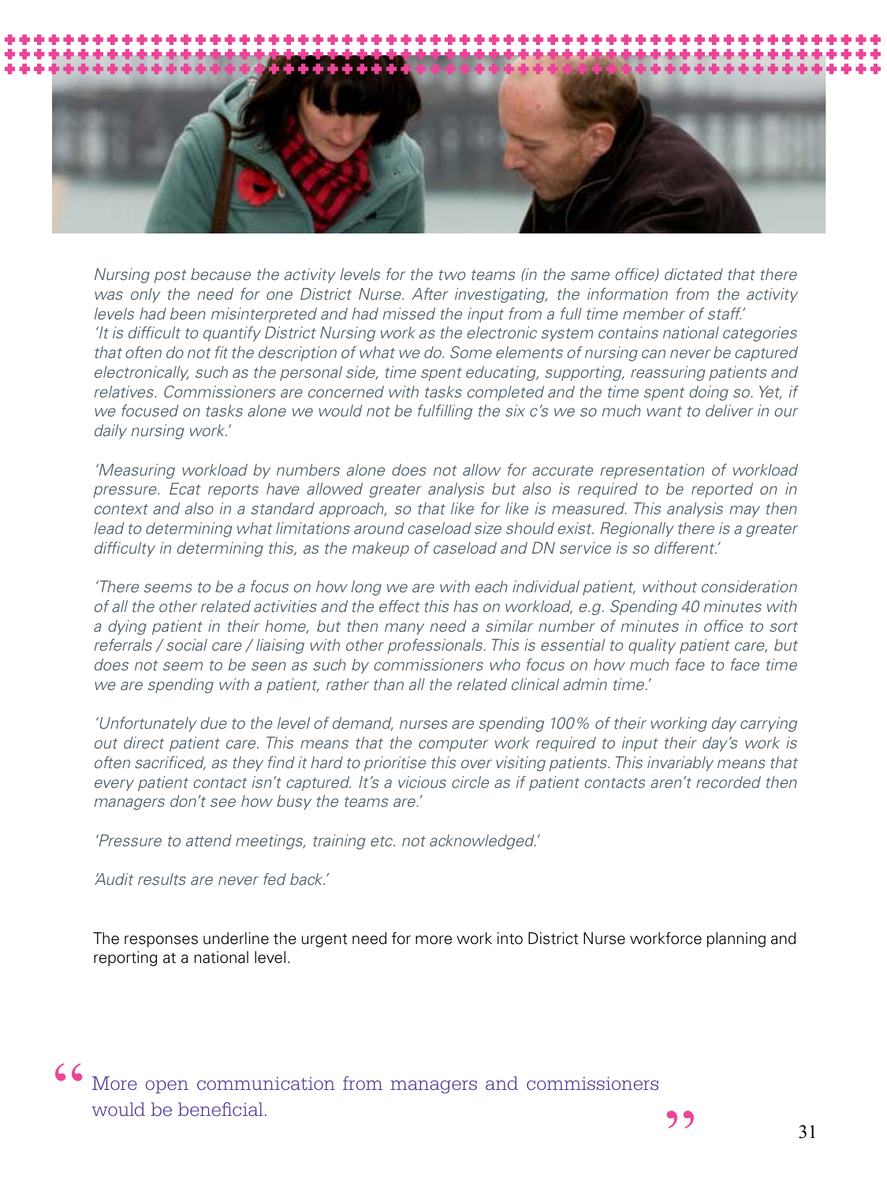*Nursing post because the activity levels for the two teams (in the same office) dictated that there was only the need for one District Nurse. After investigating, the information from the activity levels had been misinterpreted and had missed the input from a full time member of staff.'*
*'It is difficult to quantify District Nursing work as the electronic system contains national categories that often do not fit the description of what we do. Some elements of nursing can never be captured electronically, such as the personal side, time spent educating, supporting, reassuring patients and relatives. Commissioners are concerned with tasks completed and the time spent doing so. Yet, if we focused on tasks alone we would not be fulfilling the six c's we so much want to deliver in our daily nursing work.'*

*'Measuring workload by numbers alone does not allow for accurate representation of workload pressure. Ecat reports have allowed greater analysis but also is required to be reported on in context and also in a standard approach, so that like for like is measured. This analysis may then lead to determining what limitations around caseload size should exist. Regionally there is a greater difficulty in determining this, as the makeup of caseload and DN service is so different.'*

*'There seems to be a focus on how long we are with each individual patient, without consideration of all the other related activities and the effect this has on workload, e.g. Spending 40 minutes with a dying patient in their home, but then many need a similar number of minutes in office to sort referrals / social care / liaising with other professionals. This is essential to quality patient care, but does not seem to be seen as such by commissioners who focus on how much face to face time we are spending with a patient, rather than all the related clinical admin time.'*

*'Unfortunately due to the level of demand, nurses are spending 100% of their working day carrying out direct patient care. This means that the computer work required to input their day's work is often sacrificed, as they find it hard to prioritise this over visiting patients. This invariably means that every patient contact isn't captured. It's a vicious circle as if patient contacts aren't recorded then managers don't see how busy the teams are.'*

*'Pressure to attend meetings, training etc. not acknowledged.'*

*'Audit results are never fed back.'*

The responses underline the urgent need for more work into District Nurse workforce planning and reporting at a national level.

> "More open communication from managers and commissioners would be beneficial."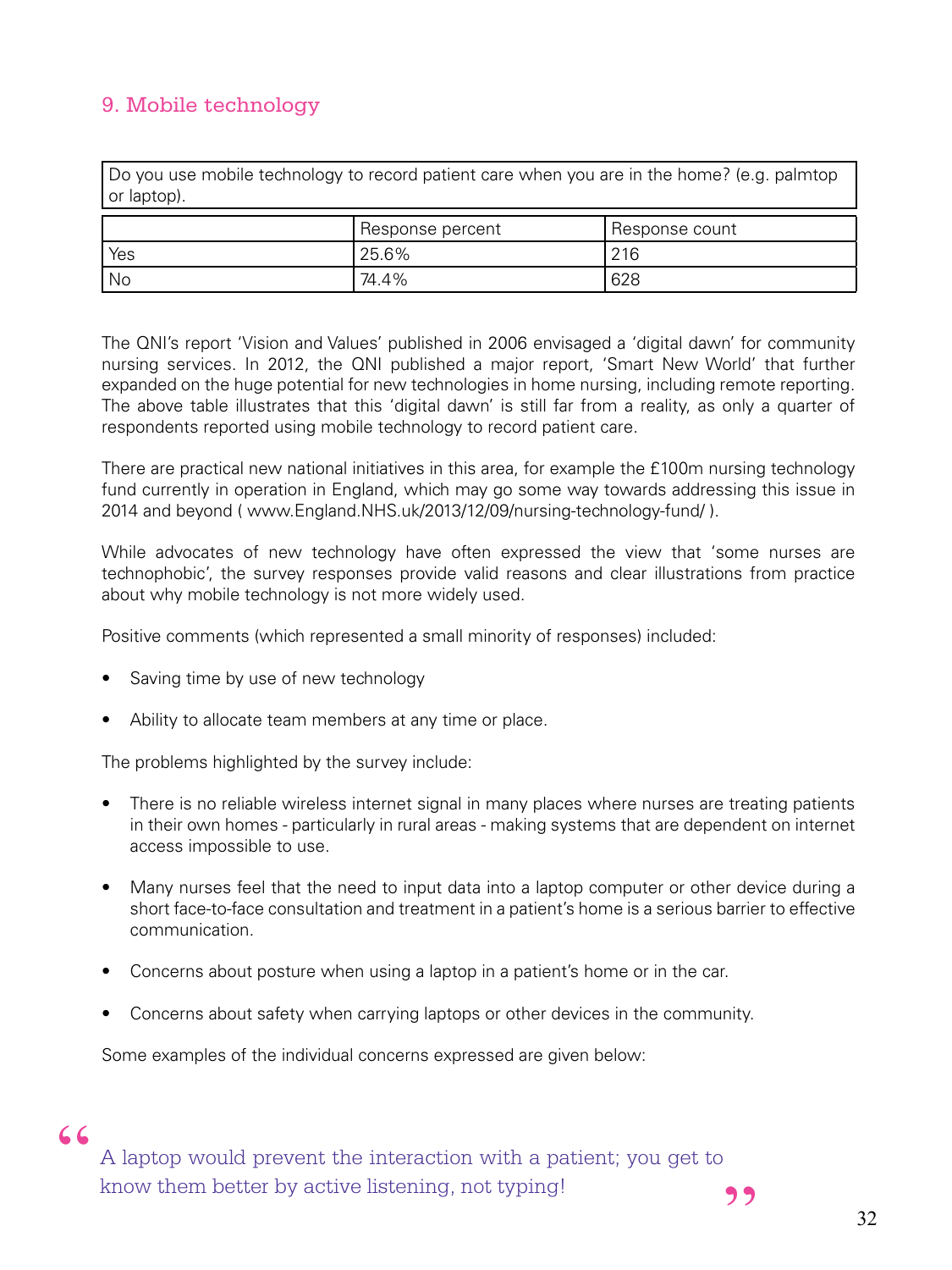## 9. Mobile technology

| Do you use mobile technology to record patient care when you are in the home? (e.g. palmtop or laptop). | | |
|---|---|---|
| | Response percent | Response count |
| Yes | 25.6% | 216 |
| No | 74.4% | 628 |

The QNI's report 'Vision and Values' published in 2006 envisaged a 'digital dawn' for community nursing services. In 2012, the QNI published a major report, 'Smart New World' that further expanded on the huge potential for new technologies in home nursing, including remote reporting. The above table illustrates that this 'digital dawn' is still far from a reality, as only a quarter of respondents reported using mobile technology to record patient care.

There are practical new national initiatives in this area, for example the £100m nursing technology fund currently in operation in England, which may go some way towards addressing this issue in 2014 and beyond ( www.England.NHS.uk/2013/12/09/nursing-technology-fund/ ).

While advocates of new technology have often expressed the view that 'some nurses are technophobic', the survey responses provide valid reasons and clear illustrations from practice about why mobile technology is not more widely used.

Positive comments (which represented a small minority of responses) included:

- Saving time by use of new technology
- Ability to allocate team members at any time or place.

The problems highlighted by the survey include:

- There is no reliable wireless internet signal in many places where nurses are treating patients in their own homes - particularly in rural areas - making systems that are dependent on internet access impossible to use.
- Many nurses feel that the need to input data into a laptop computer or other device during a short face-to-face consultation and treatment in a patient's home is a serious barrier to effective communication.
- Concerns about posture when using a laptop in a patient's home or in the car.
- Concerns about safety when carrying laptops or other devices in the community.

Some examples of the individual concerns expressed are given below:

> "A laptop would prevent the interaction with a patient; you get to know them better by active listening, not typing!"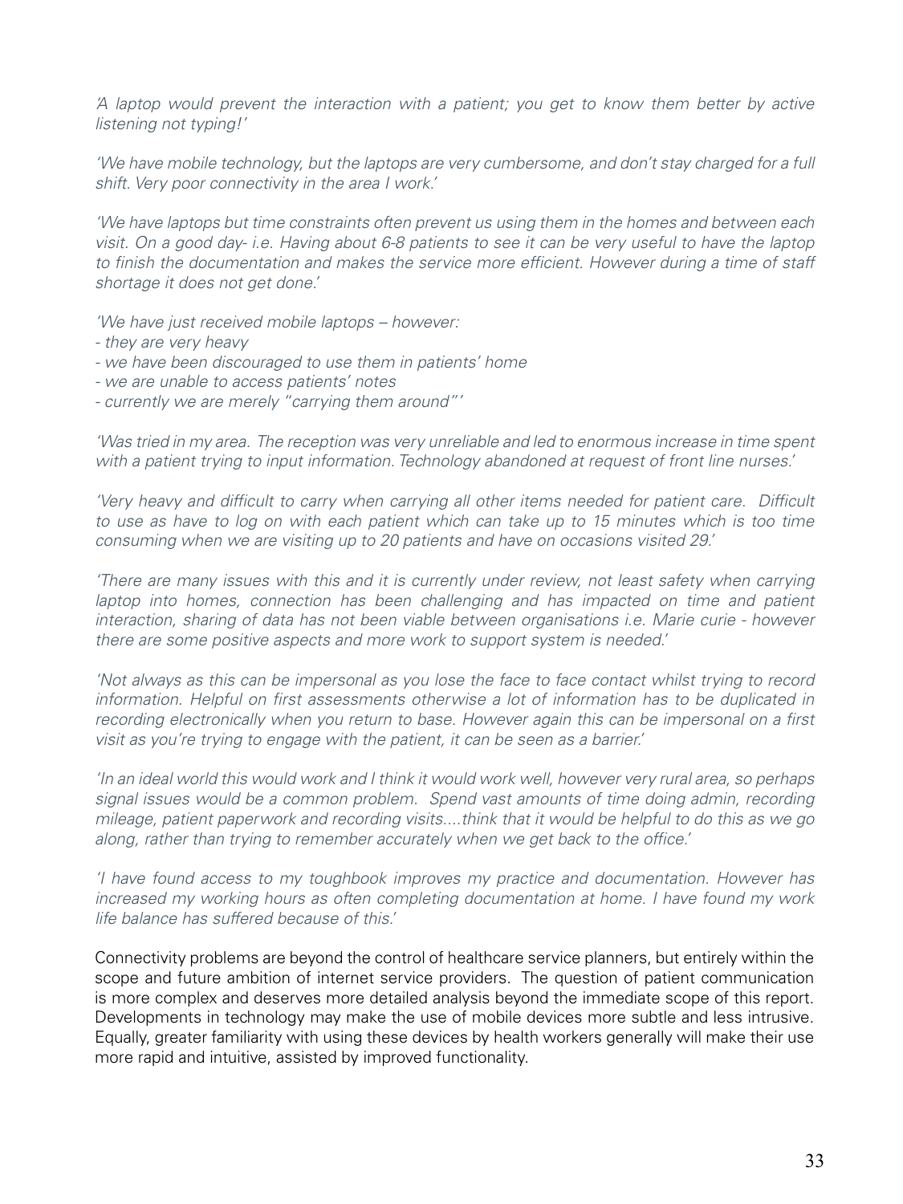*'A laptop would prevent the interaction with a patient; you get to know them better by active listening not typing!'*

*'We have mobile technology, but the laptops are very cumbersome, and don't stay charged for a full shift. Very poor connectivity in the area I work.'*

*'We have laptops but time constraints often prevent us using them in the homes and between each visit. On a good day- i.e. Having about 6-8 patients to see it can be very useful to have the laptop to finish the documentation and makes the service more efficient. However during a time of staff shortage it does not get done.'*

*'We have just received mobile laptops – however:*
*- they are very heavy*
*- we have been discouraged to use them in patients' home*
*- we are unable to access patients' notes*
*- currently we are merely "carrying them around"'*

*'Was tried in my area. The reception was very unreliable and led to enormous increase in time spent with a patient trying to input information. Technology abandoned at request of front line nurses.'*

*'Very heavy and difficult to carry when carrying all other items needed for patient care. Difficult to use as have to log on with each patient which can take up to 15 minutes which is too time consuming when we are visiting up to 20 patients and have on occasions visited 29.'*

*'There are many issues with this and it is currently under review, not least safety when carrying laptop into homes, connection has been challenging and has impacted on time and patient interaction, sharing of data has not been viable between organisations i.e. Marie curie - however there are some positive aspects and more work to support system is needed.'*

*'Not always as this can be impersonal as you lose the face to face contact whilst trying to record information. Helpful on first assessments otherwise a lot of information has to be duplicated in recording electronically when you return to base. However again this can be impersonal on a first visit as you're trying to engage with the patient, it can be seen as a barrier.'*

*'In an ideal world this would work and I think it would work well, however very rural area, so perhaps signal issues would be a common problem. Spend vast amounts of time doing admin, recording mileage, patient paperwork and recording visits....think that it would be helpful to do this as we go along, rather than trying to remember accurately when we get back to the office.'*

*'I have found access to my toughbook improves my practice and documentation. However has increased my working hours as often completing documentation at home. I have found my work life balance has suffered because of this.'*

Connectivity problems are beyond the control of healthcare service planners, but entirely within the scope and future ambition of internet service providers. The question of patient communication is more complex and deserves more detailed analysis beyond the immediate scope of this report. Developments in technology may make the use of mobile devices more subtle and less intrusive. Equally, greater familiarity with using these devices by health workers generally will make their use more rapid and intuitive, assisted by improved functionality.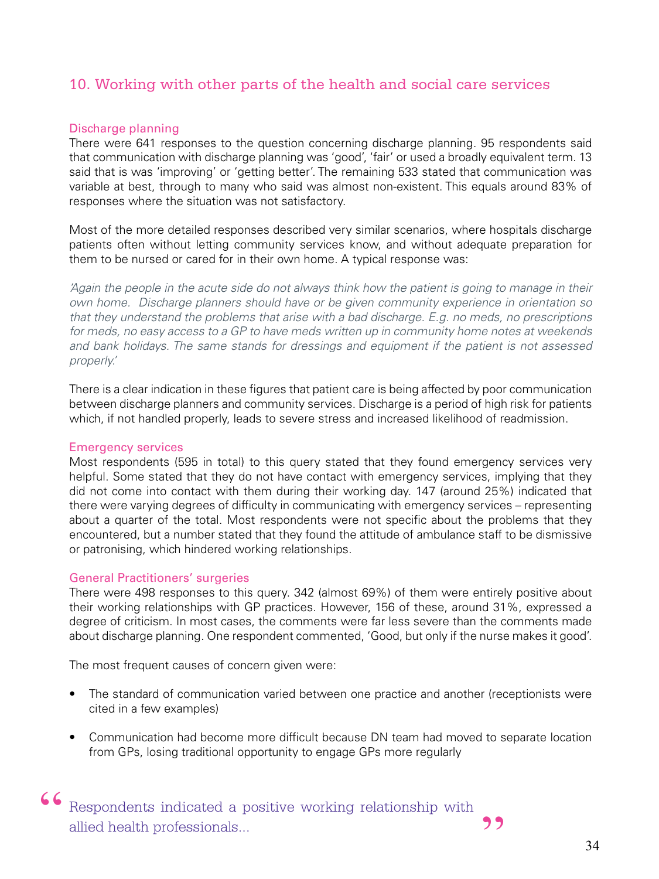## 10. Working with other parts of the health and social care services

### Discharge planning

There were 641 responses to the question concerning discharge planning. 95 respondents said that communication with discharge planning was 'good', 'fair' or used a broadly equivalent term. 13 said that is was 'improving' or 'getting better'. The remaining 533 stated that communication was variable at best, through to many who said was almost non-existent. This equals around 83% of responses where the situation was not satisfactory.

Most of the more detailed responses described very similar scenarios, where hospitals discharge patients often without letting community services know, and without adequate preparation for them to be nursed or cared for in their own home. A typical response was:

*'Again the people in the acute side do not always think how the patient is going to manage in their own home. Discharge planners should have or be given community experience in orientation so that they understand the problems that arise with a bad discharge. E.g. no meds, no prescriptions for meds, no easy access to a GP to have meds written up in community home notes at weekends and bank holidays. The same stands for dressings and equipment if the patient is not assessed properly.'*

There is a clear indication in these figures that patient care is being affected by poor communication between discharge planners and community services. Discharge is a period of high risk for patients which, if not handled properly, leads to severe stress and increased likelihood of readmission.

### Emergency services

Most respondents (595 in total) to this query stated that they found emergency services very helpful. Some stated that they do not have contact with emergency services, implying that they did not come into contact with them during their working day. 147 (around 25%) indicated that there were varying degrees of difficulty in communicating with emergency services – representing about a quarter of the total. Most respondents were not specific about the problems that they encountered, but a number stated that they found the attitude of ambulance staff to be dismissive or patronising, which hindered working relationships.

### General Practitioners' surgeries

There were 498 responses to this query. 342 (almost 69%) of them were entirely positive about their working relationships with GP practices. However, 156 of these, around 31%, expressed a degree of criticism. In most cases, the comments were far less severe than the comments made about discharge planning. One respondent commented, 'Good, but only if the nurse makes it good'.

The most frequent causes of concern given were:

- The standard of communication varied between one practice and another (receptionists were cited in a few examples)
- Communication had become more difficult because DN team had moved to separate location from GPs, losing traditional opportunity to engage GPs more regularly

> "Respondents indicated a positive working relationship with allied health professionals..."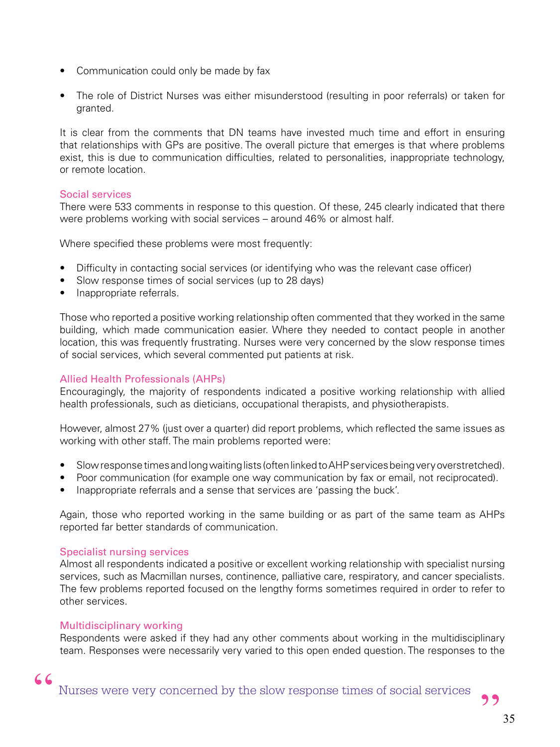- Communication could only be made by fax
- The role of District Nurses was either misunderstood (resulting in poor referrals) or taken for granted.

It is clear from the comments that DN teams have invested much time and effort in ensuring that relationships with GPs are positive. The overall picture that emerges is that where problems exist, this is due to communication difficulties, related to personalities, inappropriate technology, or remote location.

### Social services

There were 533 comments in response to this question. Of these, 245 clearly indicated that there were problems working with social services – around 46% or almost half.

Where specified these problems were most frequently:

- Difficulty in contacting social services (or identifying who was the relevant case officer)
- Slow response times of social services (up to 28 days)
- Inappropriate referrals.

Those who reported a positive working relationship often commented that they worked in the same building, which made communication easier. Where they needed to contact people in another location, this was frequently frustrating. Nurses were very concerned by the slow response times of social services, which several commented put patients at risk.

### Allied Health Professionals (AHPs)

Encouragingly, the majority of respondents indicated a positive working relationship with allied health professionals, such as dieticians, occupational therapists, and physiotherapists.

However, almost 27% (just over a quarter) did report problems, which reflected the same issues as working with other staff. The main problems reported were:

- Slow response times and long waiting lists (often linked to AHP services being very overstretched).
- Poor communication (for example one way communication by fax or email, not reciprocated).
- Inappropriate referrals and a sense that services are 'passing the buck'.

Again, those who reported working in the same building or as part of the same team as AHPs reported far better standards of communication.

### Specialist nursing services

Almost all respondents indicated a positive or excellent working relationship with specialist nursing services, such as Macmillan nurses, continence, palliative care, respiratory, and cancer specialists. The few problems reported focused on the lengthy forms sometimes required in order to refer to other services.

### Multidisciplinary working

Respondents were asked if they had any other comments about working in the multidisciplinary team. Responses were necessarily very varied to this open ended question. The responses to the

> "Nurses were very concerned by the slow response times of social services"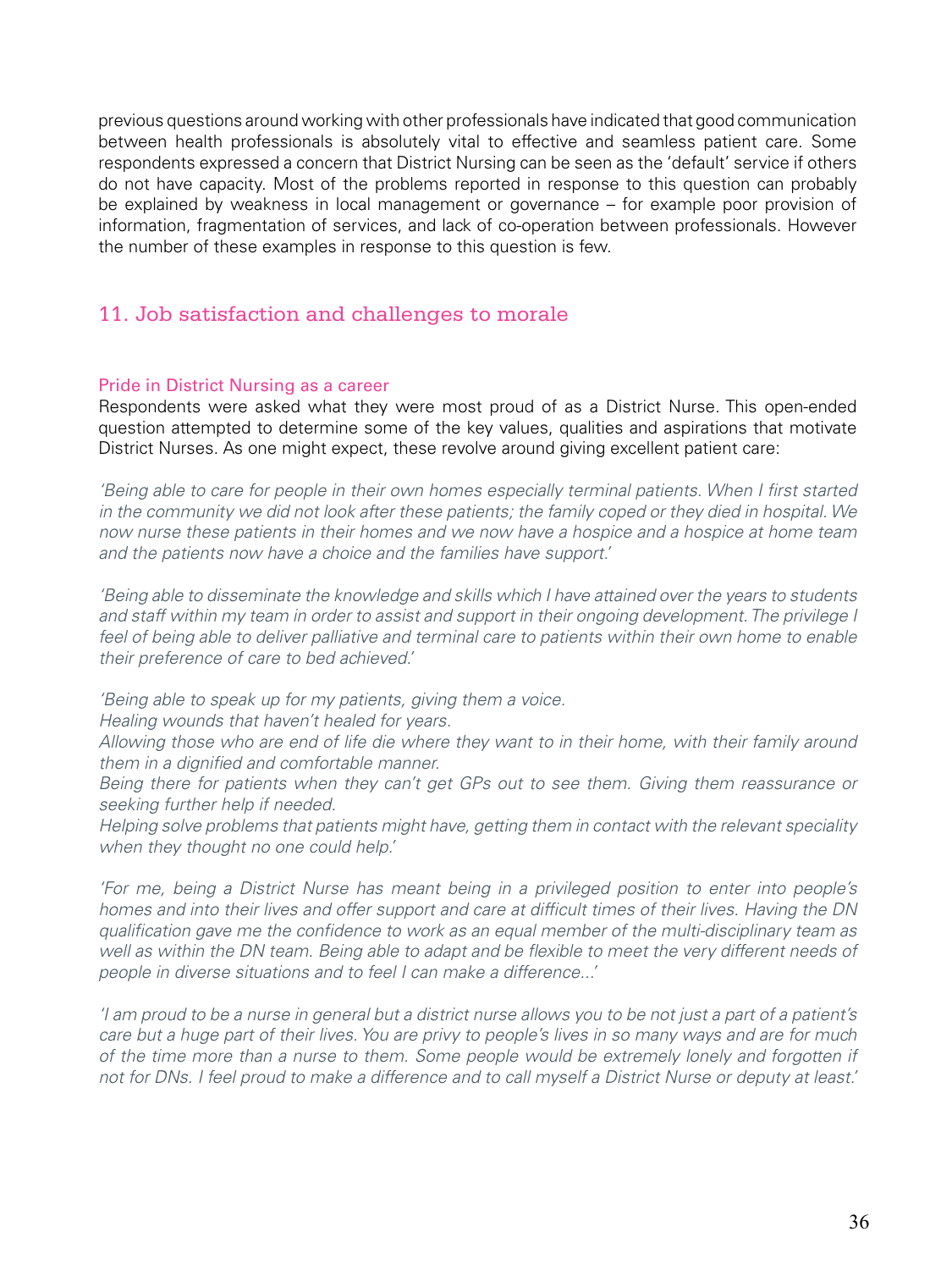previous questions around working with other professionals have indicated that good communication between health professionals is absolutely vital to effective and seamless patient care. Some respondents expressed a concern that District Nursing can be seen as the 'default' service if others do not have capacity. Most of the problems reported in response to this question can probably be explained by weakness in local management or governance – for example poor provision of information, fragmentation of services, and lack of co-operation between professionals. However the number of these examples in response to this question is few.

## 11. Job satisfaction and challenges to morale

### Pride in District Nursing as a career

Respondents were asked what they were most proud of as a District Nurse. This open-ended question attempted to determine some of the key values, qualities and aspirations that motivate District Nurses. As one might expect, these revolve around giving excellent patient care:

*'Being able to care for people in their own homes especially terminal patients. When I first started in the community we did not look after these patients; the family coped or they died in hospital. We now nurse these patients in their homes and we now have a hospice and a hospice at home team and the patients now have a choice and the families have support.'*

*'Being able to disseminate the knowledge and skills which I have attained over the years to students and staff within my team in order to assist and support in their ongoing development. The privilege I feel of being able to deliver palliative and terminal care to patients within their own home to enable their preference of care to bed achieved.'*

*'Being able to speak up for my patients, giving them a voice.*
*Healing wounds that haven't healed for years.*
*Allowing those who are end of life die where they want to in their home, with their family around them in a dignified and comfortable manner.*
*Being there for patients when they can't get GPs out to see them. Giving them reassurance or seeking further help if needed.*
*Helping solve problems that patients might have, getting them in contact with the relevant speciality when they thought no one could help.'*

*'For me, being a District Nurse has meant being in a privileged position to enter into people's homes and into their lives and offer support and care at difficult times of their lives. Having the DN qualification gave me the confidence to work as an equal member of the multi-disciplinary team as well as within the DN team. Being able to adapt and be flexible to meet the very different needs of people in diverse situations and to feel I can make a difference...'*

*'I am proud to be a nurse in general but a district nurse allows you to be not just a part of a patient's care but a huge part of their lives. You are privy to people's lives in so many ways and are for much of the time more than a nurse to them. Some people would be extremely lonely and forgotten if not for DNs. I feel proud to make a difference and to call myself a District Nurse or deputy at least.'*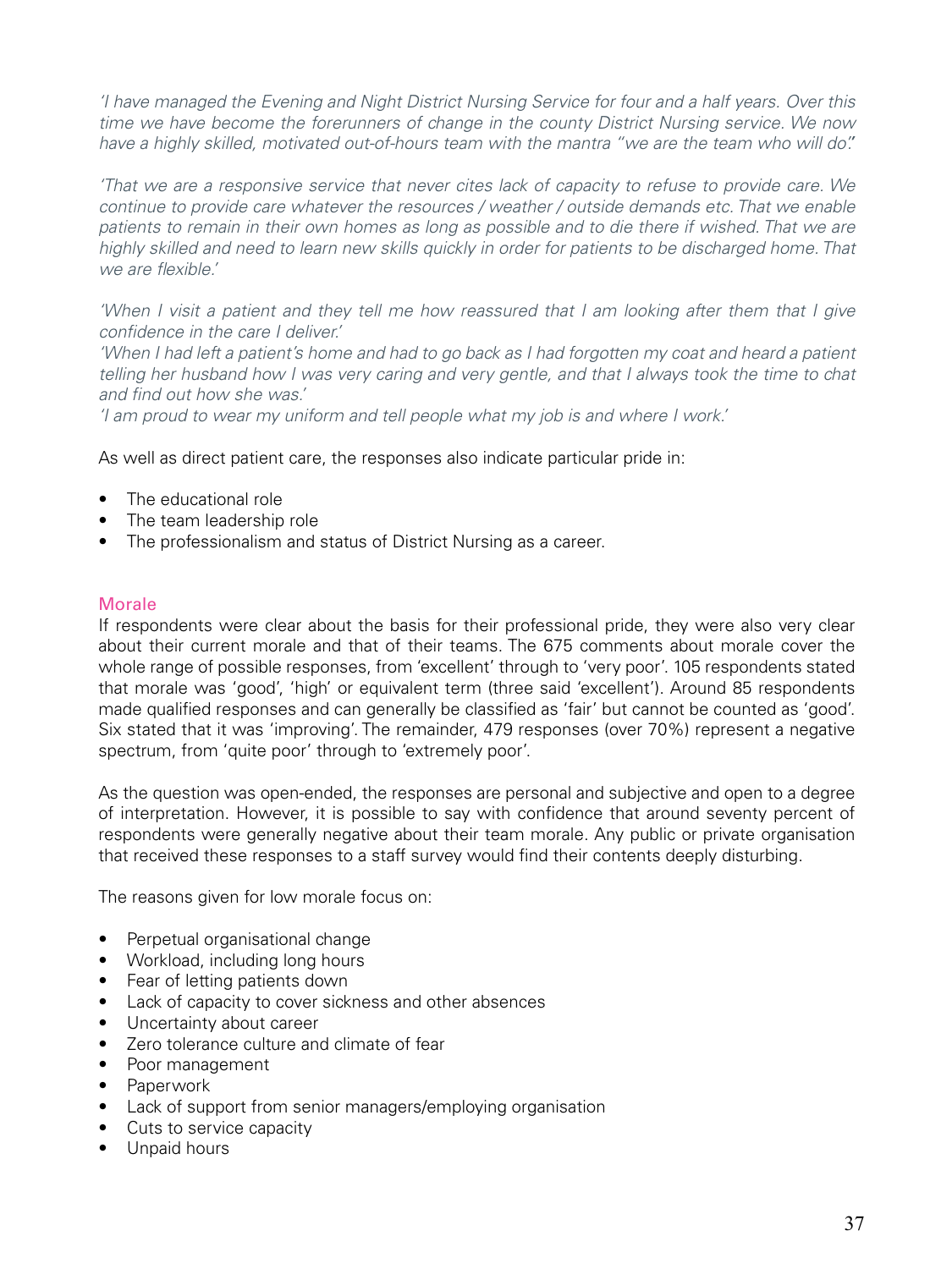*'I have managed the Evening and Night District Nursing Service for four and a half years. Over this time we have become the forerunners of change in the county District Nursing service. We now have a highly skilled, motivated out-of-hours team with the mantra "we are the team who will do".'*

*'That we are a responsive service that never cites lack of capacity to refuse to provide care. We continue to provide care whatever the resources / weather / outside demands etc. That we enable patients to remain in their own homes as long as possible and to die there if wished. That we are highly skilled and need to learn new skills quickly in order for patients to be discharged home. That we are flexible.'*

*'When I visit a patient and they tell me how reassured that I am looking after them that I give confidence in the care I deliver.'*
*'When I had left a patient's home and had to go back as I had forgotten my coat and heard a patient telling her husband how I was very caring and very gentle, and that I always took the time to chat and find out how she was.'*
*'I am proud to wear my uniform and tell people what my job is and where I work.'*

As well as direct patient care, the responses also indicate particular pride in:

- The educational role
- The team leadership role
- The professionalism and status of District Nursing as a career.

## Morale

If respondents were clear about the basis for their professional pride, they were also very clear about their current morale and that of their teams. The 675 comments about morale cover the whole range of possible responses, from 'excellent' through to 'very poor'. 105 respondents stated that morale was 'good', 'high' or equivalent term (three said 'excellent'). Around 85 respondents made qualified responses and can generally be classified as 'fair' but cannot be counted as 'good'. Six stated that it was 'improving'. The remainder, 479 responses (over 70%) represent a negative spectrum, from 'quite poor' through to 'extremely poor'.

As the question was open-ended, the responses are personal and subjective and open to a degree of interpretation. However, it is possible to say with confidence that around seventy percent of respondents were generally negative about their team morale. Any public or private organisation that received these responses to a staff survey would find their contents deeply disturbing.

The reasons given for low morale focus on:

- Perpetual organisational change
- Workload, including long hours
- Fear of letting patients down
- Lack of capacity to cover sickness and other absences
- Uncertainty about career
- Zero tolerance culture and climate of fear
- Poor management
- Paperwork
- Lack of support from senior managers/employing organisation
- Cuts to service capacity
- Unpaid hours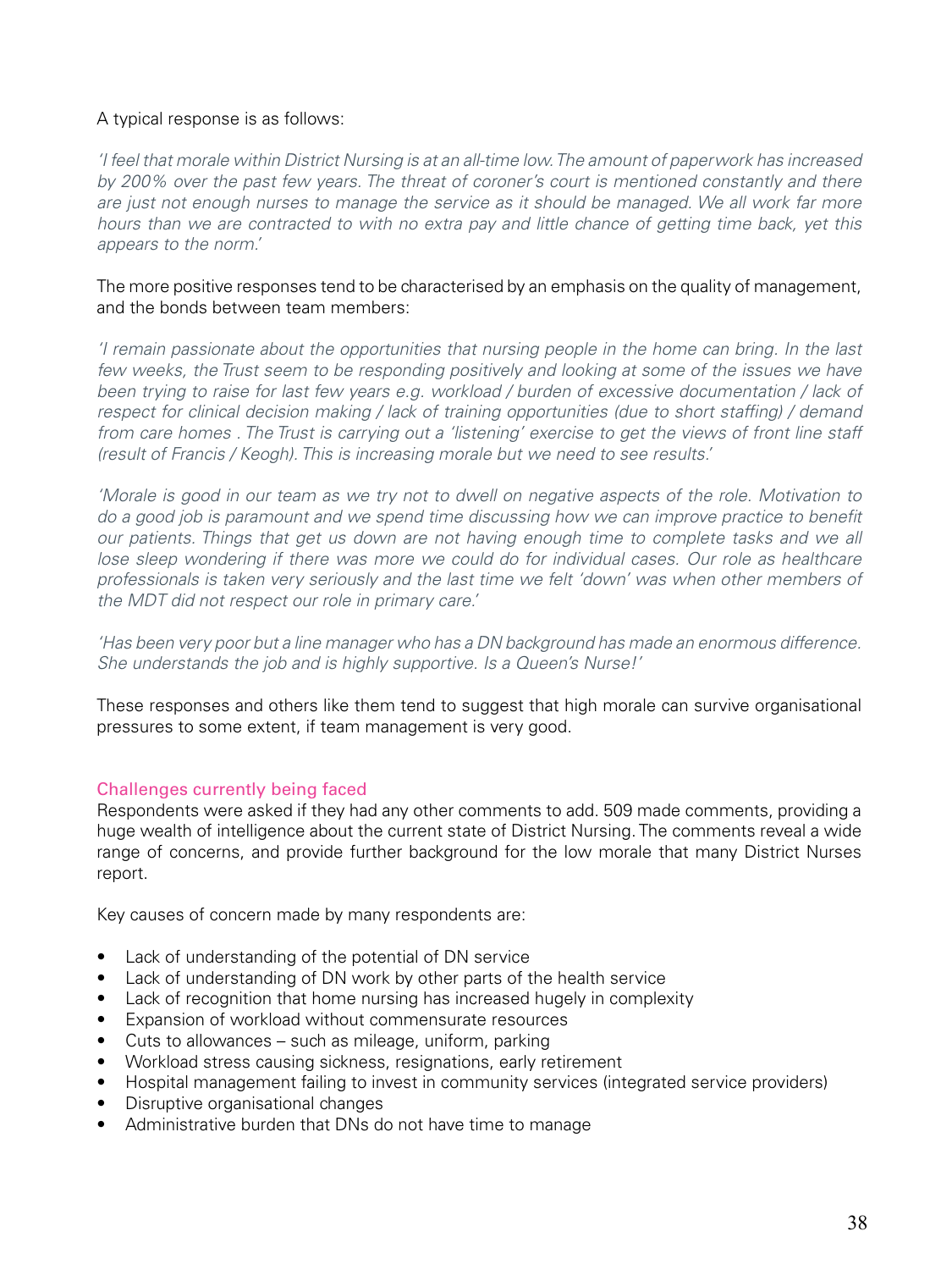A typical response is as follows:

*'I feel that morale within District Nursing is at an all-time low. The amount of paperwork has increased by 200% over the past few years. The threat of coroner's court is mentioned constantly and there are just not enough nurses to manage the service as it should be managed. We all work far more hours than we are contracted to with no extra pay and little chance of getting time back, yet this appears to the norm.'*

The more positive responses tend to be characterised by an emphasis on the quality of management, and the bonds between team members:

*'I remain passionate about the opportunities that nursing people in the home can bring. In the last few weeks, the Trust seem to be responding positively and looking at some of the issues we have been trying to raise for last few years e.g. workload / burden of excessive documentation / lack of respect for clinical decision making / lack of training opportunities (due to short staffing) / demand from care homes . The Trust is carrying out a 'listening' exercise to get the views of front line staff (result of Francis / Keogh). This is increasing morale but we need to see results.'*

*'Morale is good in our team as we try not to dwell on negative aspects of the role. Motivation to do a good job is paramount and we spend time discussing how we can improve practice to benefit our patients. Things that get us down are not having enough time to complete tasks and we all lose sleep wondering if there was more we could do for individual cases. Our role as healthcare professionals is taken very seriously and the last time we felt 'down' was when other members of the MDT did not respect our role in primary care.'*

*'Has been very poor but a line manager who has a DN background has made an enormous difference. She understands the job and is highly supportive. Is a Queen's Nurse!'*

These responses and others like them tend to suggest that high morale can survive organisational pressures to some extent, if team management is very good.

### Challenges currently being faced

Respondents were asked if they had any other comments to add. 509 made comments, providing a huge wealth of intelligence about the current state of District Nursing. The comments reveal a wide range of concerns, and provide further background for the low morale that many District Nurses report.

Key causes of concern made by many respondents are:

- Lack of understanding of the potential of DN service
- Lack of understanding of DN work by other parts of the health service
- Lack of recognition that home nursing has increased hugely in complexity
- Expansion of workload without commensurate resources
- Cuts to allowances – such as mileage, uniform, parking
- Workload stress causing sickness, resignations, early retirement
- Hospital management failing to invest in community services (integrated service providers)
- Disruptive organisational changes
- Administrative burden that DNs do not have time to manage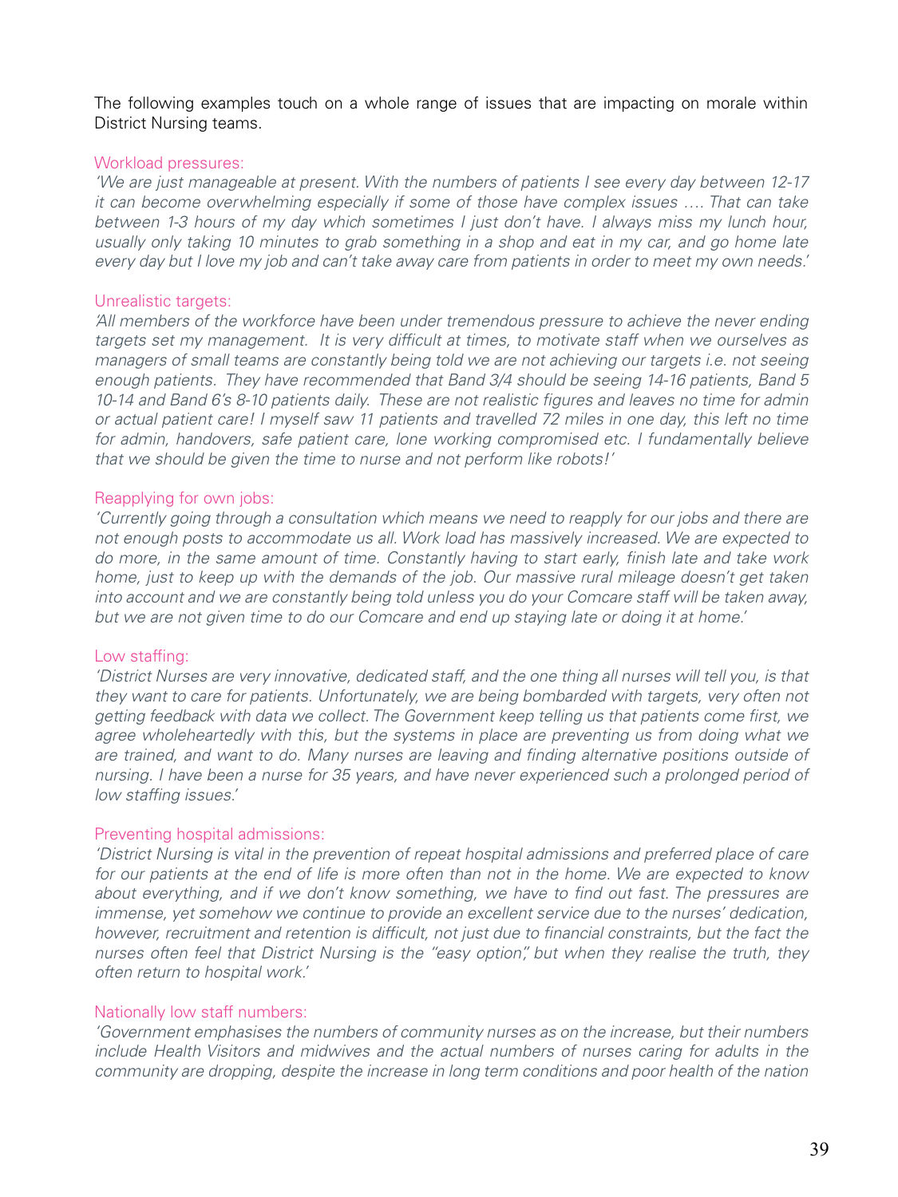The following examples touch on a whole range of issues that are impacting on morale within District Nursing teams.

### Workload pressures:

*'We are just manageable at present. With the numbers of patients I see every day between 12-17 it can become overwhelming especially if some of those have complex issues …. That can take between 1-3 hours of my day which sometimes I just don't have. I always miss my lunch hour, usually only taking 10 minutes to grab something in a shop and eat in my car, and go home late every day but I love my job and can't take away care from patients in order to meet my own needs.'*

### Unrealistic targets:

*'All members of the workforce have been under tremendous pressure to achieve the never ending targets set my management. It is very difficult at times, to motivate staff when we ourselves as managers of small teams are constantly being told we are not achieving our targets i.e. not seeing enough patients. They have recommended that Band 3/4 should be seeing 14-16 patients, Band 5 10-14 and Band 6's 8-10 patients daily. These are not realistic figures and leaves no time for admin or actual patient care! I myself saw 11 patients and travelled 72 miles in one day, this left no time for admin, handovers, safe patient care, lone working compromised etc. I fundamentally believe that we should be given the time to nurse and not perform like robots!'*

### Reapplying for own jobs:

*'Currently going through a consultation which means we need to reapply for our jobs and there are not enough posts to accommodate us all. Work load has massively increased. We are expected to do more, in the same amount of time. Constantly having to start early, finish late and take work home, just to keep up with the demands of the job. Our massive rural mileage doesn't get taken into account and we are constantly being told unless you do your Comcare staff will be taken away, but we are not given time to do our Comcare and end up staying late or doing it at home.'*

### Low staffing:

*'District Nurses are very innovative, dedicated staff, and the one thing all nurses will tell you, is that they want to care for patients. Unfortunately, we are being bombarded with targets, very often not getting feedback with data we collect. The Government keep telling us that patients come first, we agree wholeheartedly with this, but the systems in place are preventing us from doing what we are trained, and want to do. Many nurses are leaving and finding alternative positions outside of nursing. I have been a nurse for 35 years, and have never experienced such a prolonged period of low staffing issues.'*

### Preventing hospital admissions:

*'District Nursing is vital in the prevention of repeat hospital admissions and preferred place of care for our patients at the end of life is more often than not in the home. We are expected to know about everything, and if we don't know something, we have to find out fast. The pressures are immense, yet somehow we continue to provide an excellent service due to the nurses' dedication, however, recruitment and retention is difficult, not just due to financial constraints, but the fact the nurses often feel that District Nursing is the "easy option", but when they realise the truth, they often return to hospital work.'*

### Nationally low staff numbers:

*'Government emphasises the numbers of community nurses as on the increase, but their numbers include Health Visitors and midwives and the actual numbers of nurses caring for adults in the community are dropping, despite the increase in long term conditions and poor health of the nation*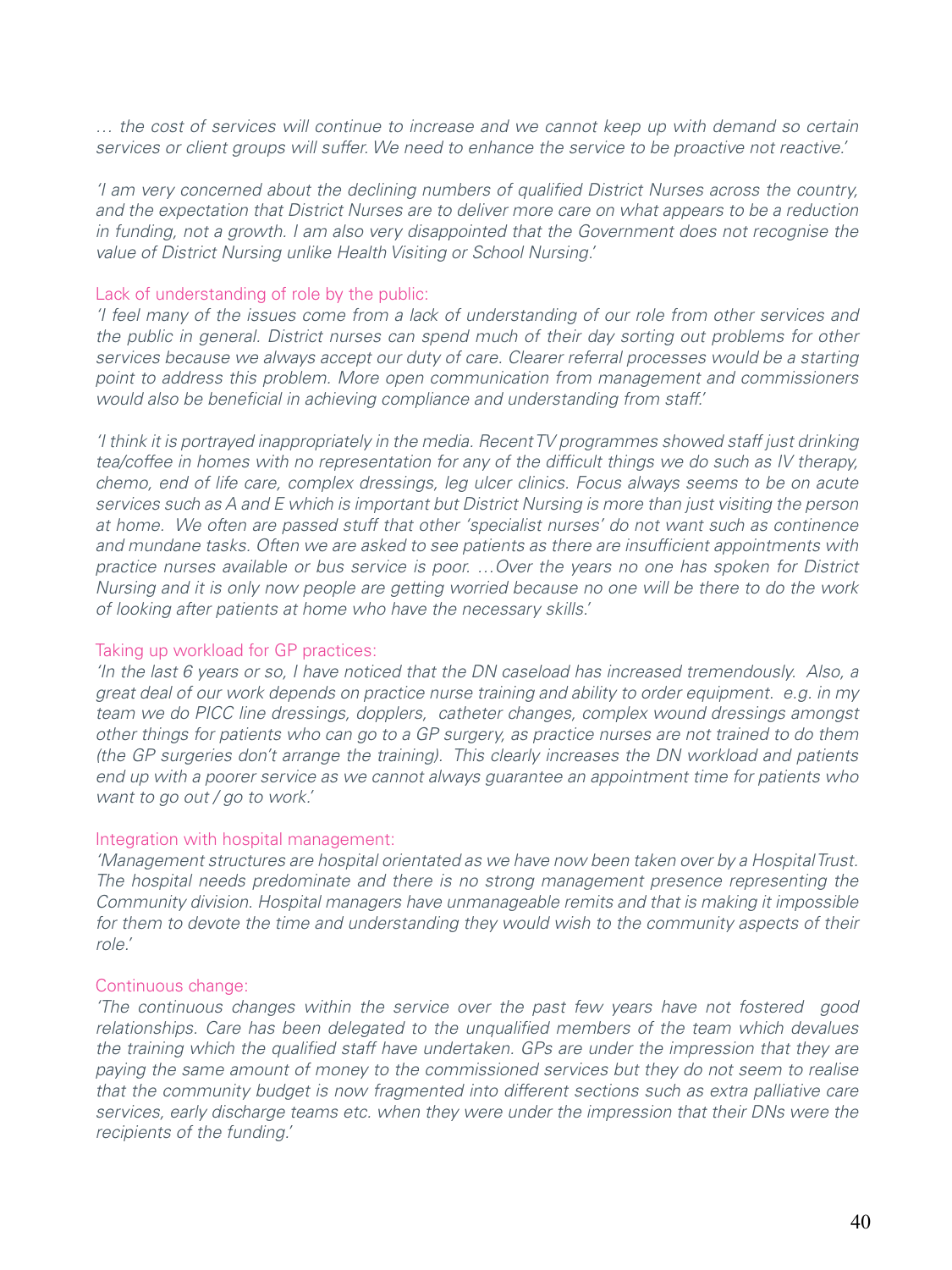*… the cost of services will continue to increase and we cannot keep up with demand so certain services or client groups will suffer. We need to enhance the service to be proactive not reactive.'*

*'I am very concerned about the declining numbers of qualified District Nurses across the country, and the expectation that District Nurses are to deliver more care on what appears to be a reduction in funding, not a growth. I am also very disappointed that the Government does not recognise the value of District Nursing unlike Health Visiting or School Nursing.'*

Lack of understanding of role by the public:

*'I feel many of the issues come from a lack of understanding of our role from other services and the public in general. District nurses can spend much of their day sorting out problems for other services because we always accept our duty of care. Clearer referral processes would be a starting point to address this problem. More open communication from management and commissioners would also be beneficial in achieving compliance and understanding from staff.'*

*'I think it is portrayed inappropriately in the media. Recent TV programmes showed staff just drinking tea/coffee in homes with no representation for any of the difficult things we do such as IV therapy, chemo, end of life care, complex dressings, leg ulcer clinics. Focus always seems to be on acute services such as A and E which is important but District Nursing is more than just visiting the person at home. We often are passed stuff that other 'specialist nurses' do not want such as continence and mundane tasks. Often we are asked to see patients as there are insufficient appointments with practice nurses available or bus service is poor. …Over the years no one has spoken for District Nursing and it is only now people are getting worried because no one will be there to do the work of looking after patients at home who have the necessary skills.'*

Taking up workload for GP practices:

*'In the last 6 years or so, I have noticed that the DN caseload has increased tremendously. Also, a great deal of our work depends on practice nurse training and ability to order equipment. e.g. in my team we do PICC line dressings, dopplers, catheter changes, complex wound dressings amongst other things for patients who can go to a GP surgery, as practice nurses are not trained to do them (the GP surgeries don't arrange the training). This clearly increases the DN workload and patients end up with a poorer service as we cannot always guarantee an appointment time for patients who want to go out / go to work.'*

Integration with hospital management:

*'Management structures are hospital orientated as we have now been taken over by a Hospital Trust. The hospital needs predominate and there is no strong management presence representing the Community division. Hospital managers have unmanageable remits and that is making it impossible for them to devote the time and understanding they would wish to the community aspects of their role.'*

Continuous change:

*'The continuous changes within the service over the past few years have not fostered good relationships. Care has been delegated to the unqualified members of the team which devalues the training which the qualified staff have undertaken. GPs are under the impression that they are paying the same amount of money to the commissioned services but they do not seem to realise that the community budget is now fragmented into different sections such as extra palliative care services, early discharge teams etc. when they were under the impression that their DNs were the recipients of the funding.'*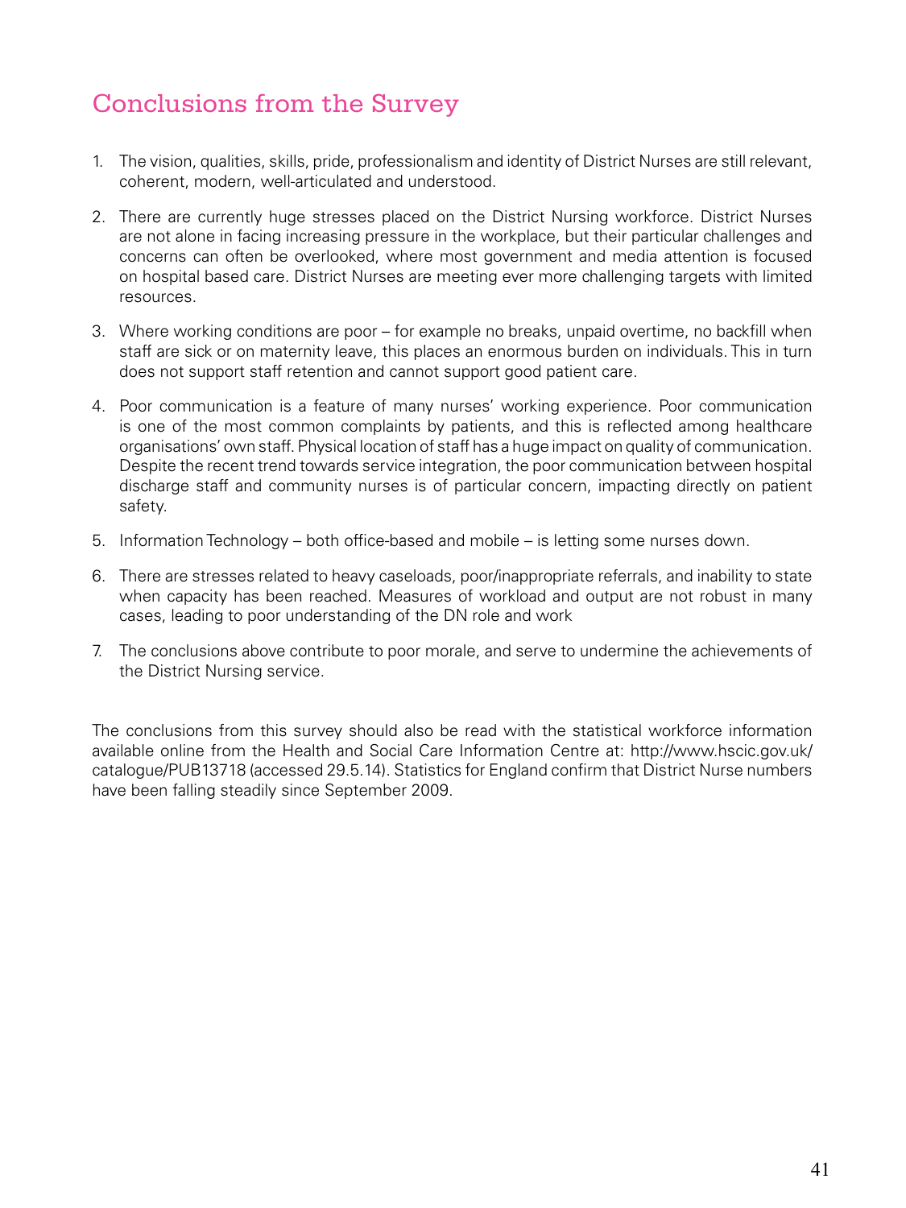## Conclusions from the Survey

1. The vision, qualities, skills, pride, professionalism and identity of District Nurses are still relevant, coherent, modern, well-articulated and understood.

2. There are currently huge stresses placed on the District Nursing workforce. District Nurses are not alone in facing increasing pressure in the workplace, but their particular challenges and concerns can often be overlooked, where most government and media attention is focused on hospital based care. District Nurses are meeting ever more challenging targets with limited resources.

3. Where working conditions are poor – for example no breaks, unpaid overtime, no backfill when staff are sick or on maternity leave, this places an enormous burden on individuals. This in turn does not support staff retention and cannot support good patient care.

4. Poor communication is a feature of many nurses' working experience. Poor communication is one of the most common complaints by patients, and this is reflected among healthcare organisations' own staff. Physical location of staff has a huge impact on quality of communication. Despite the recent trend towards service integration, the poor communication between hospital discharge staff and community nurses is of particular concern, impacting directly on patient safety.

5. Information Technology – both office-based and mobile – is letting some nurses down.

6. There are stresses related to heavy caseloads, poor/inappropriate referrals, and inability to state when capacity has been reached. Measures of workload and output are not robust in many cases, leading to poor understanding of the DN role and work

7. The conclusions above contribute to poor morale, and serve to undermine the achievements of the District Nursing service.

The conclusions from this survey should also be read with the statistical workforce information available online from the Health and Social Care Information Centre at: http://www.hscic.gov.uk/catalogue/PUB13718 (accessed 29.5.14). Statistics for England confirm that District Nurse numbers have been falling steadily since September 2009.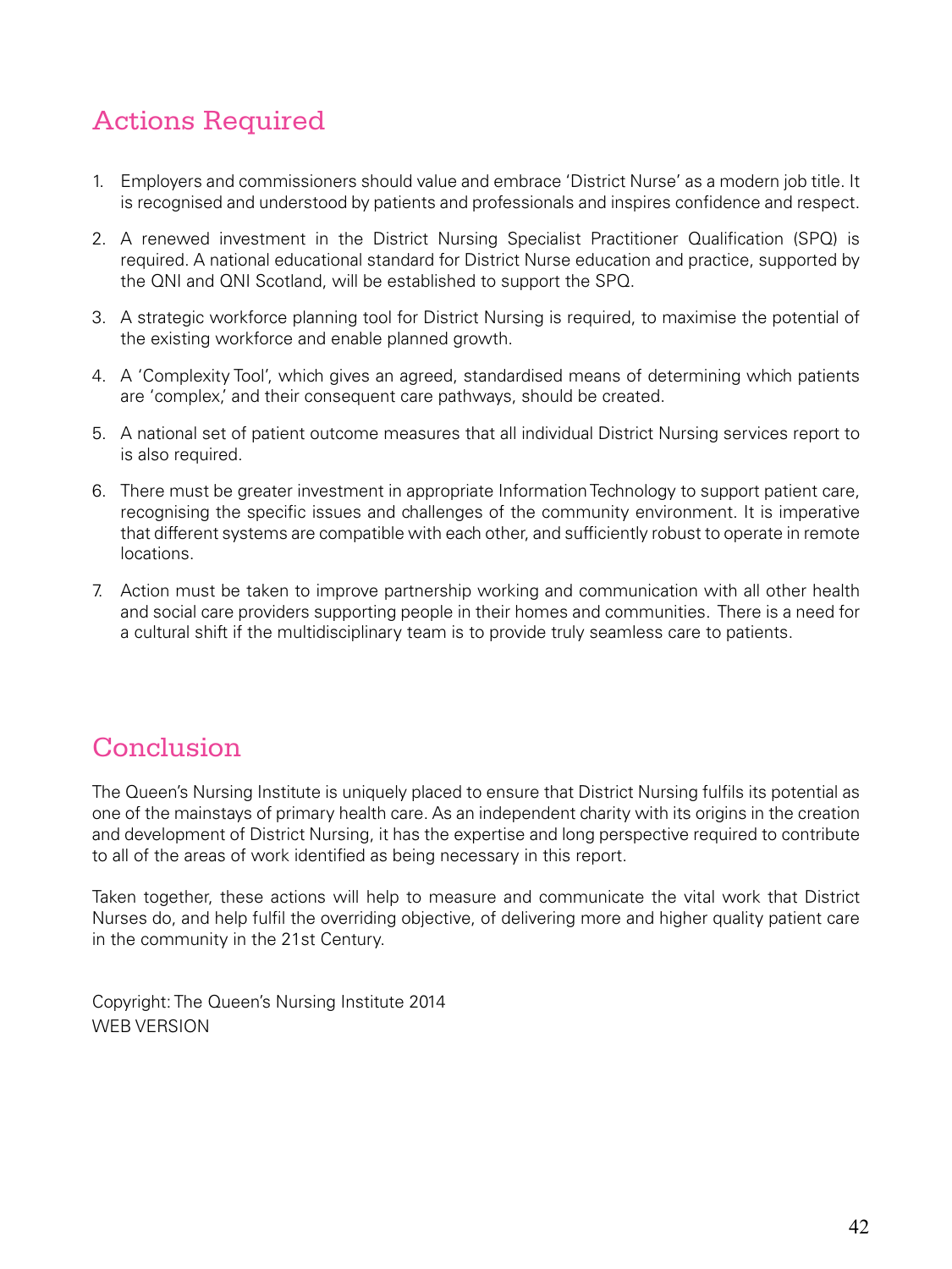## Actions Required

1. Employers and commissioners should value and embrace 'District Nurse' as a modern job title. It is recognised and understood by patients and professionals and inspires confidence and respect.

2. A renewed investment in the District Nursing Specialist Practitioner Qualification (SPQ) is required. A national educational standard for District Nurse education and practice, supported by the QNI and QNI Scotland, will be established to support the SPQ.

3. A strategic workforce planning tool for District Nursing is required, to maximise the potential of the existing workforce and enable planned growth.

4. A 'Complexity Tool', which gives an agreed, standardised means of determining which patients are 'complex,' and their consequent care pathways, should be created.

5. A national set of patient outcome measures that all individual District Nursing services report to is also required.

6. There must be greater investment in appropriate Information Technology to support patient care, recognising the specific issues and challenges of the community environment. It is imperative that different systems are compatible with each other, and sufficiently robust to operate in remote locations.

7. Action must be taken to improve partnership working and communication with all other health and social care providers supporting people in their homes and communities. There is a need for a cultural shift if the multidisciplinary team is to provide truly seamless care to patients.

## Conclusion

The Queen's Nursing Institute is uniquely placed to ensure that District Nursing fulfils its potential as one of the mainstays of primary health care. As an independent charity with its origins in the creation and development of District Nursing, it has the expertise and long perspective required to contribute to all of the areas of work identified as being necessary in this report.

Taken together, these actions will help to measure and communicate the vital work that District Nurses do, and help fulfil the overriding objective, of delivering more and higher quality patient care in the community in the 21st Century.

Copyright: The Queen's Nursing Institute 2014
WEB VERSION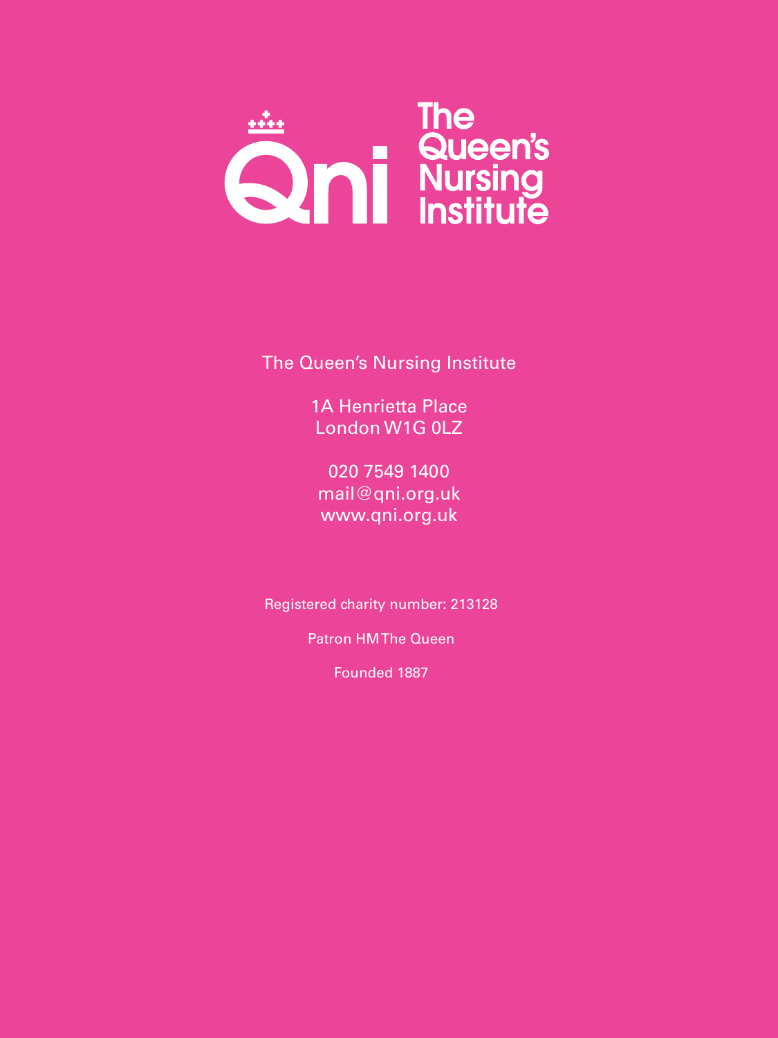The Queen's Nursing Institute

The Queen's Nursing Institute

1A Henrietta Place
London W1G 0LZ

020 7549 1400
mail@qni.org.uk
www.qni.org.uk

Registered charity number: 213128

Patron HM The Queen

Founded 1887